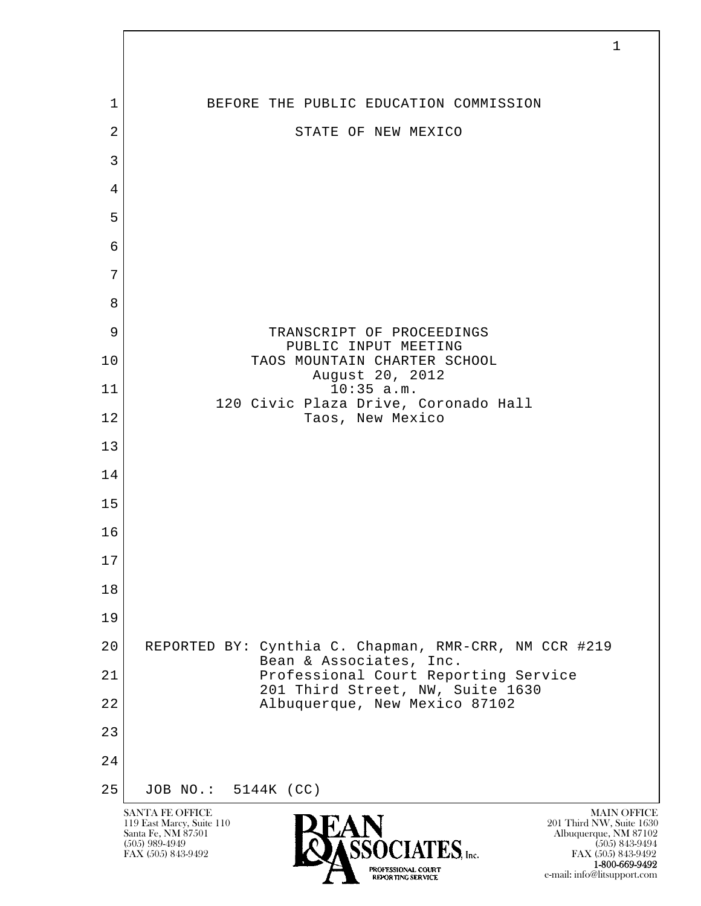BEFORE THE PUBLIC EDUCATION COMMISSION

STATE OF NEW MEXICO

TRANSCRIPT OF PROCEEDINGS
PUBLIC INPUT MEETING
TAOS MOUNTAIN CHARTER SCHOOL
August 20, 2012
10:35 a.m.
120 Civic Plaza Drive, Coronado Hall
Taos, New Mexico

REPORTED BY: Cynthia C. Chapman, RMR-CRR, NM CCR #219
Bean & Associates, Inc.
Professional Court Reporting Service
201 Third Street, NW, Suite 1630
Albuquerque, New Mexico 87102

JOB NO.: 5144K (CC)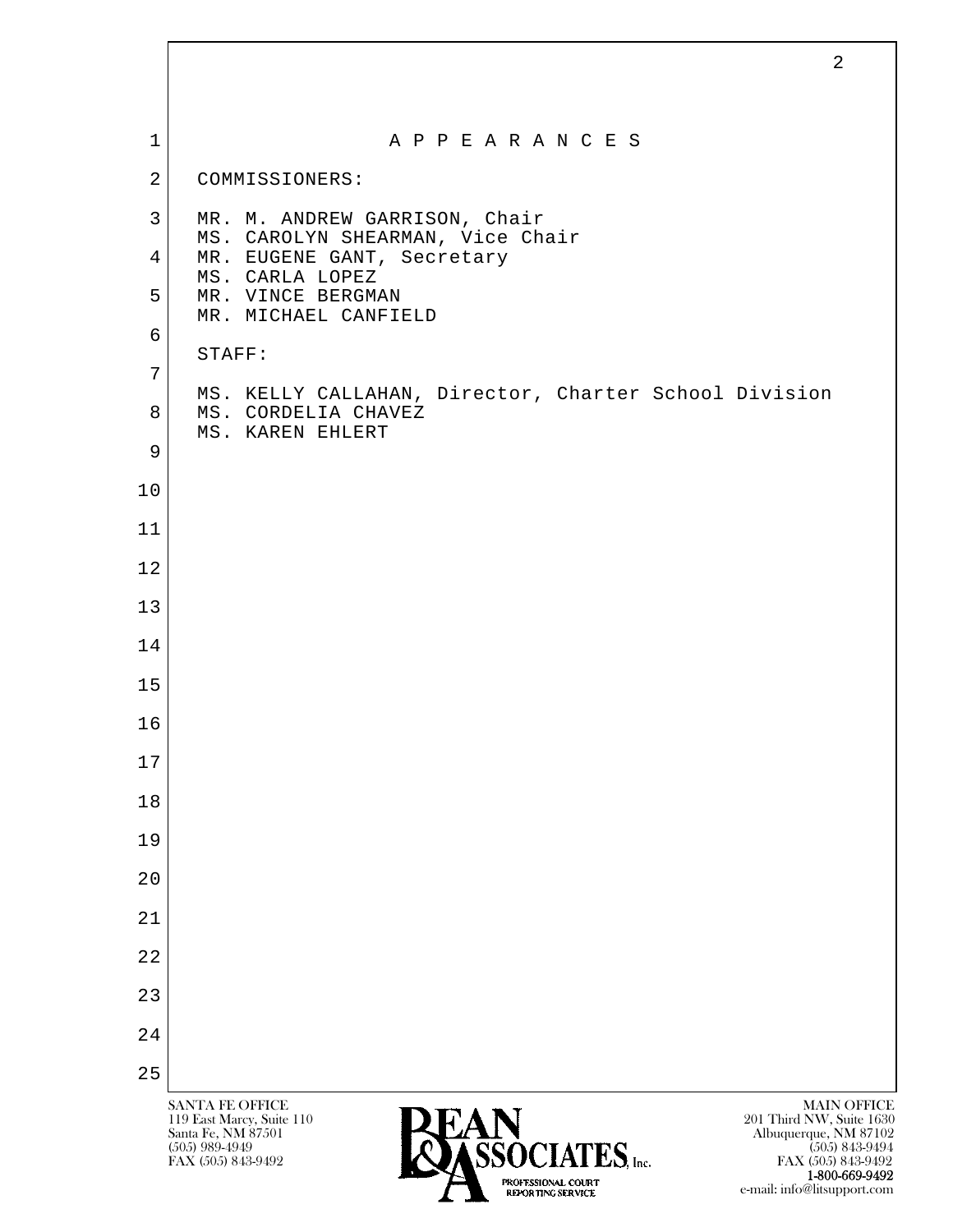# A P P E A R A N C E S

COMMISSIONERS:

MR. M. ANDREW GARRISON, Chair
MS. CAROLYN SHEARMAN, Vice Chair
MR. EUGENE GANT, Secretary
MS. CARLA LOPEZ
MR. VINCE BERGMAN
MR. MICHAEL CANFIELD

STAFF:

MS. KELLY CALLAHAN, Director, Charter School Division
MS. CORDELIA CHAVEZ
MS. KAREN EHLERT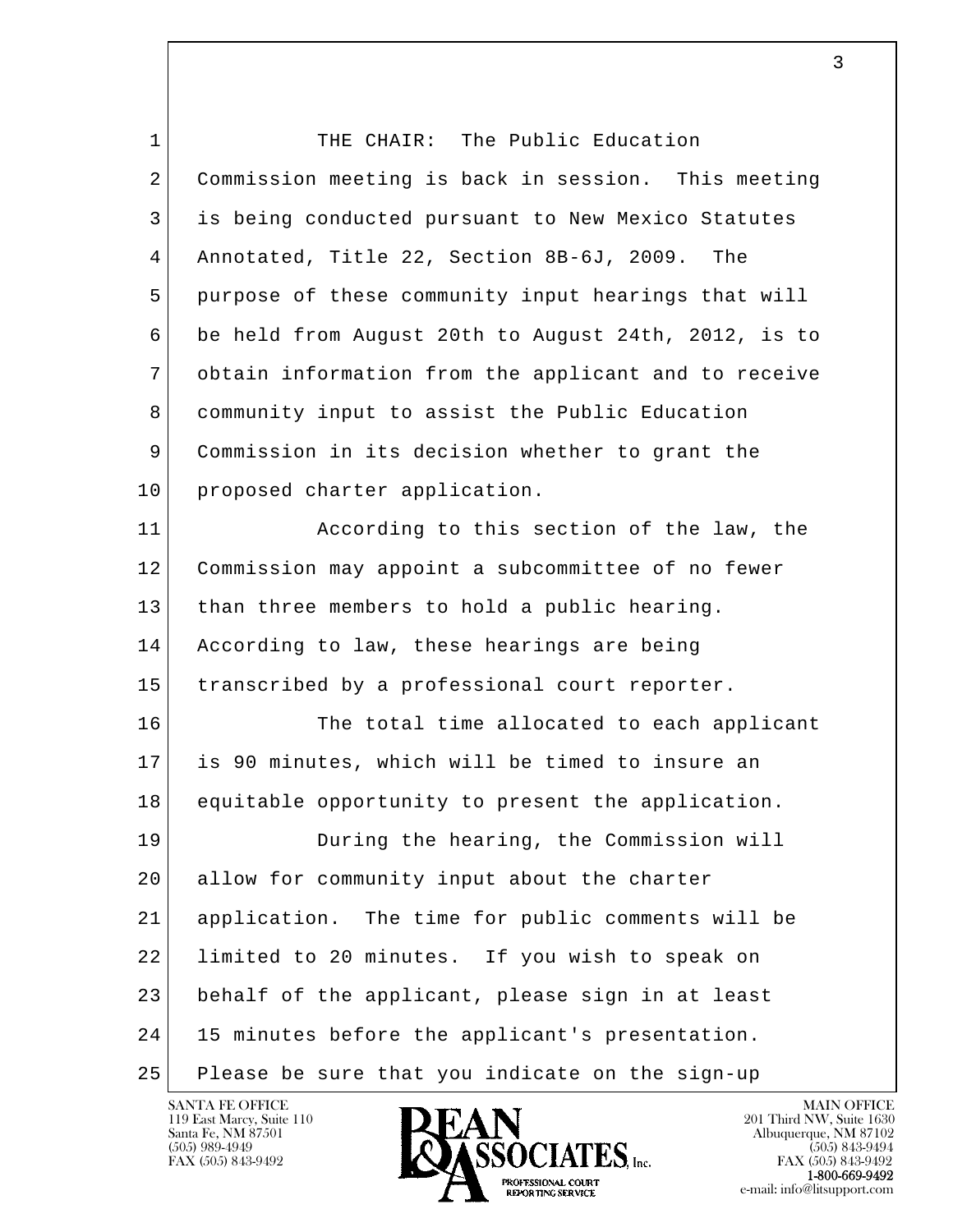THE CHAIR: The Public Education Commission meeting is back in session. This meeting is being conducted pursuant to New Mexico Statutes Annotated, Title 22, Section 8B-6J, 2009. The purpose of these community input hearings that will be held from August 20th to August 24th, 2012, is to obtain information from the applicant and to receive community input to assist the Public Education Commission in its decision whether to grant the proposed charter application.

According to this section of the law, the Commission may appoint a subcommittee of no fewer than three members to hold a public hearing. According to law, these hearings are being transcribed by a professional court reporter.

The total time allocated to each applicant is 90 minutes, which will be timed to insure an equitable opportunity to present the application.

During the hearing, the Commission will allow for community input about the charter application. The time for public comments will be limited to 20 minutes. If you wish to speak on behalf of the applicant, please sign in at least 15 minutes before the applicant's presentation. Please be sure that you indicate on the sign-up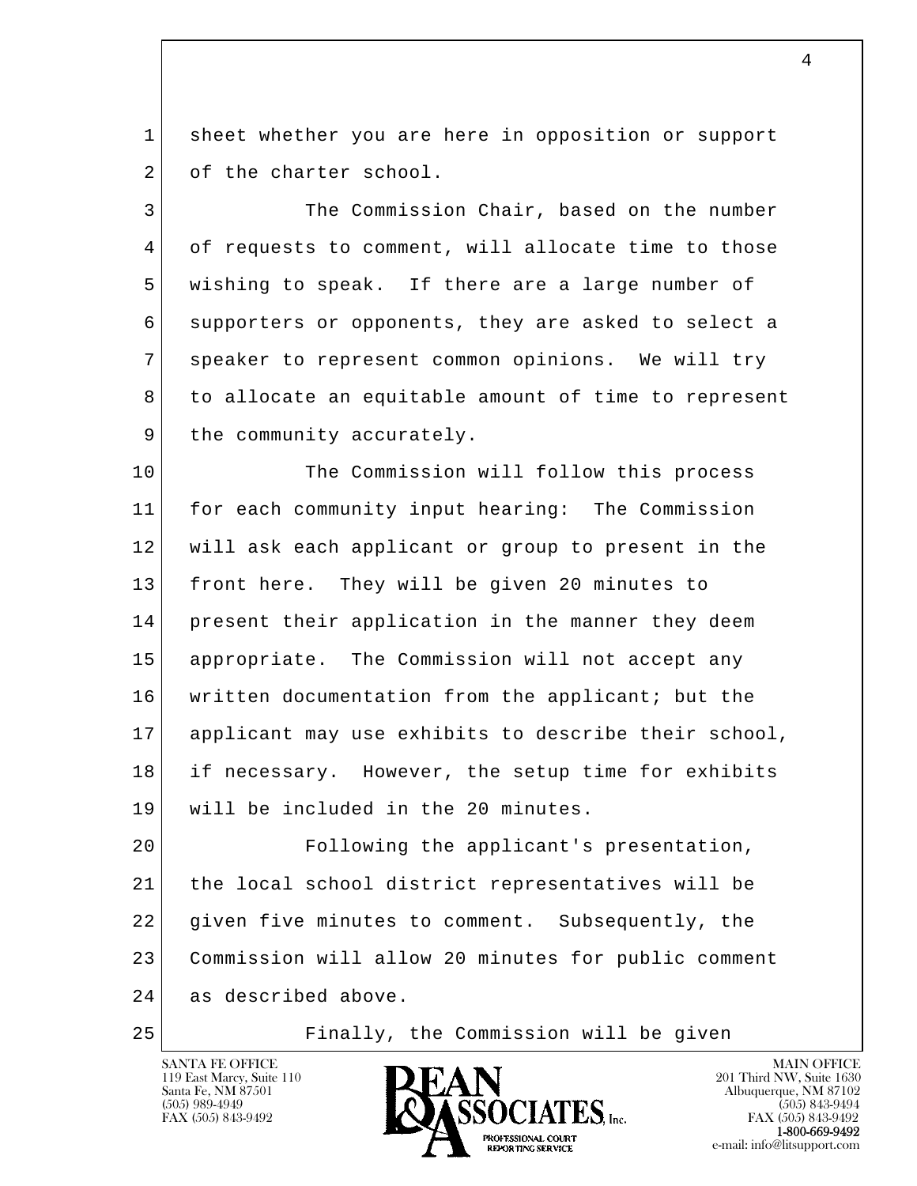sheet whether you are here in opposition or support of the charter school.

The Commission Chair, based on the number of requests to comment, will allocate time to those wishing to speak. If there are a large number of supporters or opponents, they are asked to select a speaker to represent common opinions. We will try to allocate an equitable amount of time to represent the community accurately.

The Commission will follow this process for each community input hearing: The Commission will ask each applicant or group to present in the front here. They will be given 20 minutes to present their application in the manner they deem appropriate. The Commission will not accept any written documentation from the applicant; but the applicant may use exhibits to describe their school, if necessary. However, the setup time for exhibits will be included in the 20 minutes.

Following the applicant's presentation, the local school district representatives will be given five minutes to comment. Subsequently, the Commission will allow 20 minutes for public comment as described above.

Finally, the Commission will be given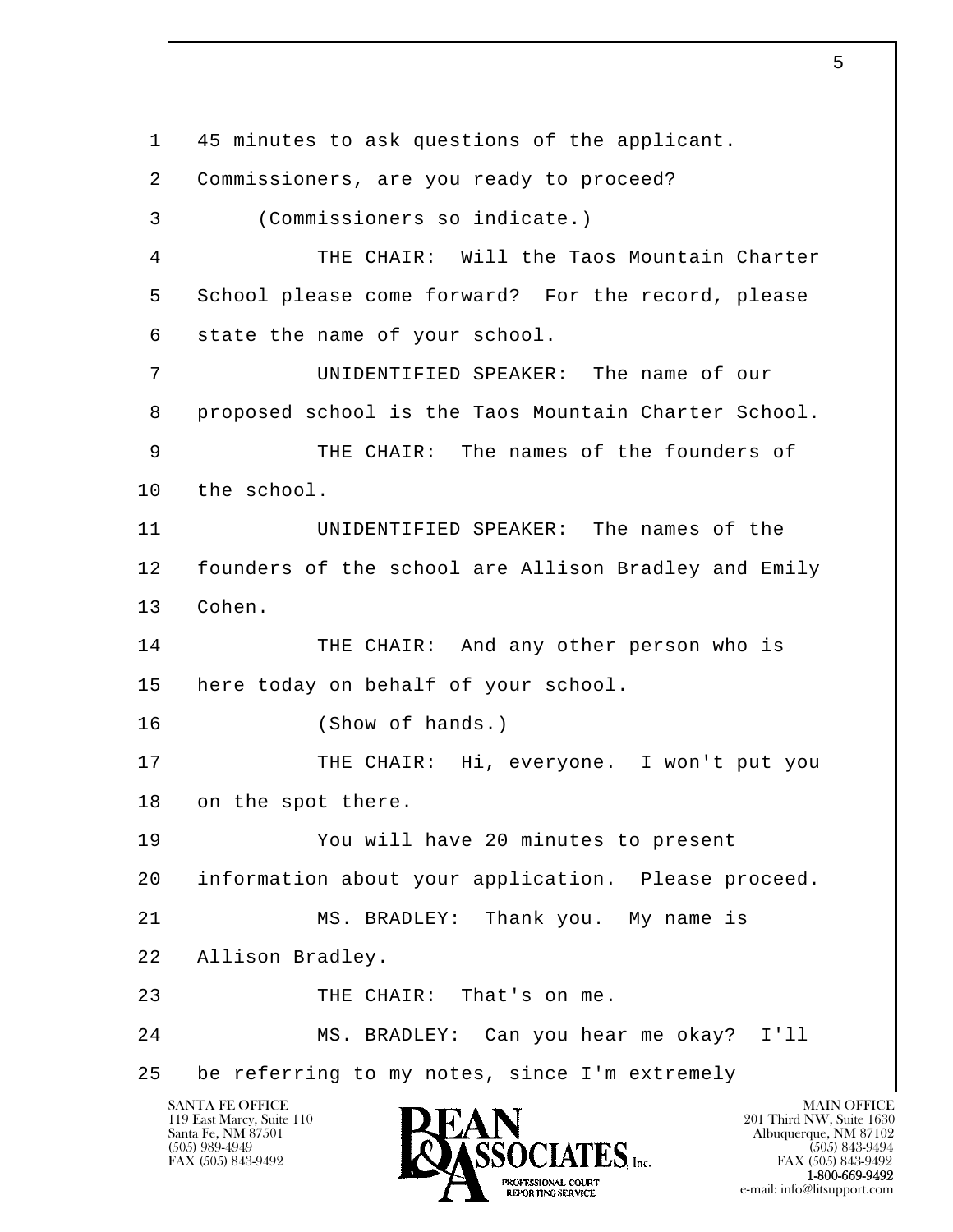45 minutes to ask questions of the applicant.
Commissioners, are you ready to proceed?

(Commissioners so indicate.)

THE CHAIR: Will the Taos Mountain Charter School please come forward? For the record, please state the name of your school.

UNIDENTIFIED SPEAKER: The name of our proposed school is the Taos Mountain Charter School.

THE CHAIR: The names of the founders of the school.

UNIDENTIFIED SPEAKER: The names of the founders of the school are Allison Bradley and Emily Cohen.

THE CHAIR: And any other person who is here today on behalf of your school.

(Show of hands.)

THE CHAIR: Hi, everyone. I won't put you on the spot there.

You will have 20 minutes to present information about your application. Please proceed.

MS. BRADLEY: Thank you. My name is Allison Bradley.

THE CHAIR: That's on me.

MS. BRADLEY: Can you hear me okay? I'll be referring to my notes, since I'm extremely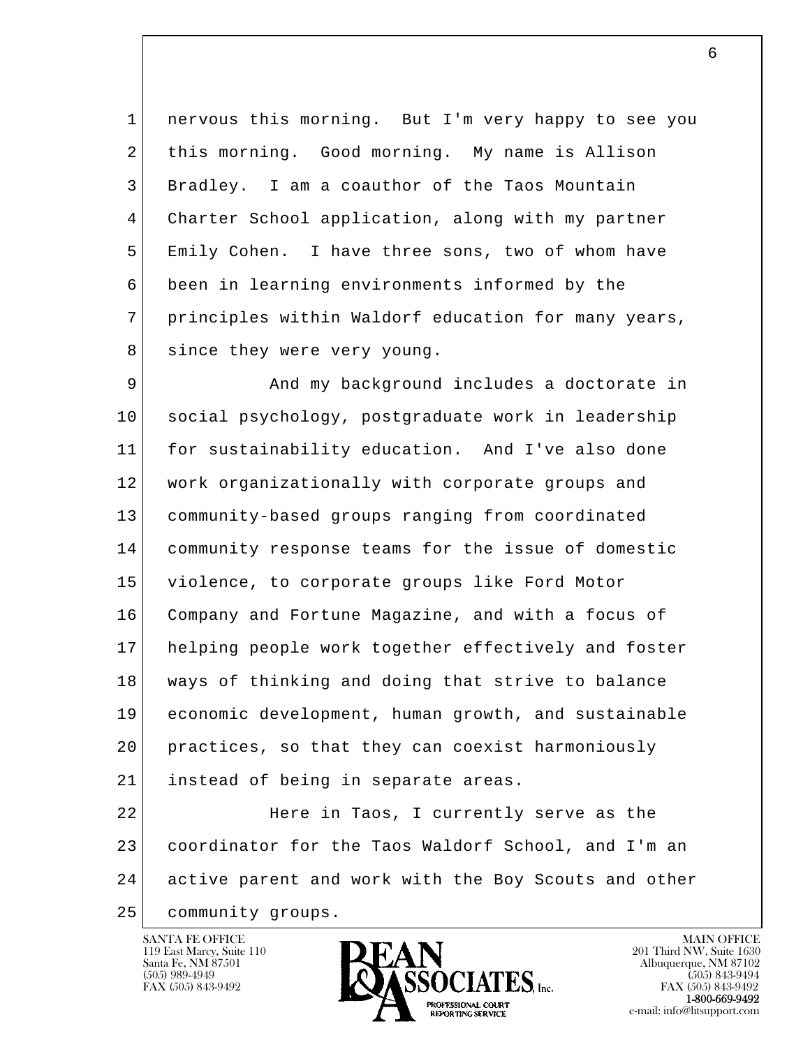nervous this morning. But I'm very happy to see you this morning. Good morning. My name is Allison Bradley. I am a coauthor of the Taos Mountain Charter School application, along with my partner Emily Cohen. I have three sons, two of whom have been in learning environments informed by the principles within Waldorf education for many years, since they were very young.

And my background includes a doctorate in social psychology, postgraduate work in leadership for sustainability education. And I've also done work organizationally with corporate groups and community-based groups ranging from coordinated community response teams for the issue of domestic violence, to corporate groups like Ford Motor Company and Fortune Magazine, and with a focus of helping people work together effectively and foster ways of thinking and doing that strive to balance economic development, human growth, and sustainable practices, so that they can coexist harmoniously instead of being in separate areas.

Here in Taos, I currently serve as the coordinator for the Taos Waldorf School, and I'm an active parent and work with the Boy Scouts and other community groups.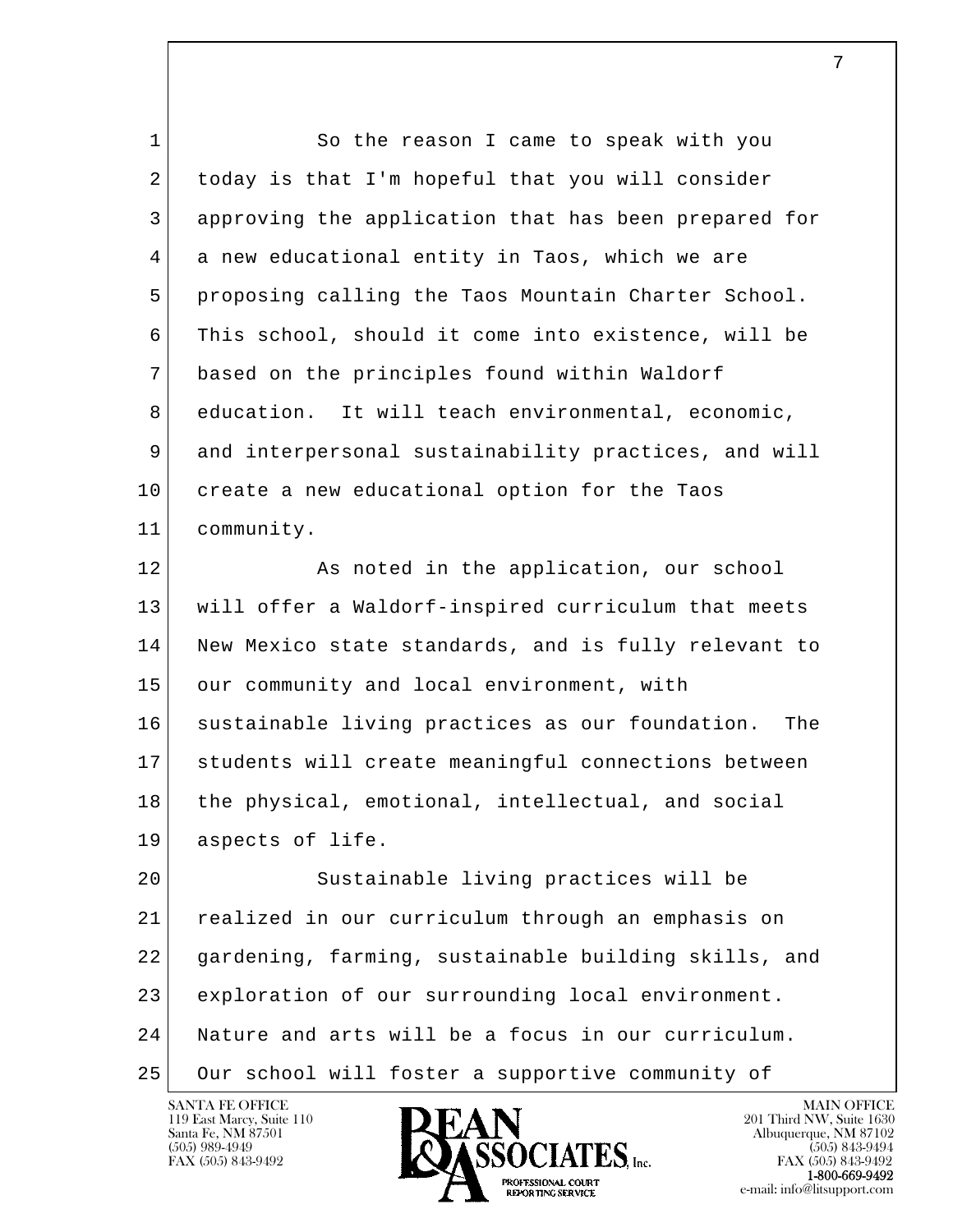So the reason I came to speak with you today is that I'm hopeful that you will consider approving the application that has been prepared for a new educational entity in Taos, which we are proposing calling the Taos Mountain Charter School. This school, should it come into existence, will be based on the principles found within Waldorf education. It will teach environmental, economic, and interpersonal sustainability practices, and will create a new educational option for the Taos community.

As noted in the application, our school will offer a Waldorf-inspired curriculum that meets New Mexico state standards, and is fully relevant to our community and local environment, with sustainable living practices as our foundation. The students will create meaningful connections between the physical, emotional, intellectual, and social aspects of life.

Sustainable living practices will be realized in our curriculum through an emphasis on gardening, farming, sustainable building skills, and exploration of our surrounding local environment. Nature and arts will be a focus in our curriculum. Our school will foster a supportive community of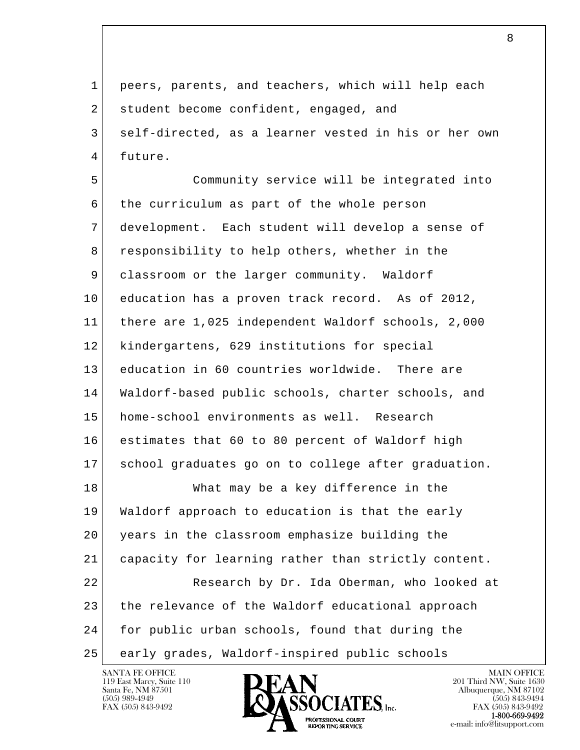peers, parents, and teachers, which will help each student become confident, engaged, and self-directed, as a learner vested in his or her own future.

Community service will be integrated into the curriculum as part of the whole person development. Each student will develop a sense of responsibility to help others, whether in the classroom or the larger community. Waldorf education has a proven track record. As of 2012, there are 1,025 independent Waldorf schools, 2,000 kindergartens, 629 institutions for special education in 60 countries worldwide. There are Waldorf-based public schools, charter schools, and home-school environments as well. Research estimates that 60 to 80 percent of Waldorf high school graduates go on to college after graduation.

What may be a key difference in the Waldorf approach to education is that the early years in the classroom emphasize building the capacity for learning rather than strictly content.

Research by Dr. Ida Oberman, who looked at the relevance of the Waldorf educational approach for public urban schools, found that during the early grades, Waldorf-inspired public schools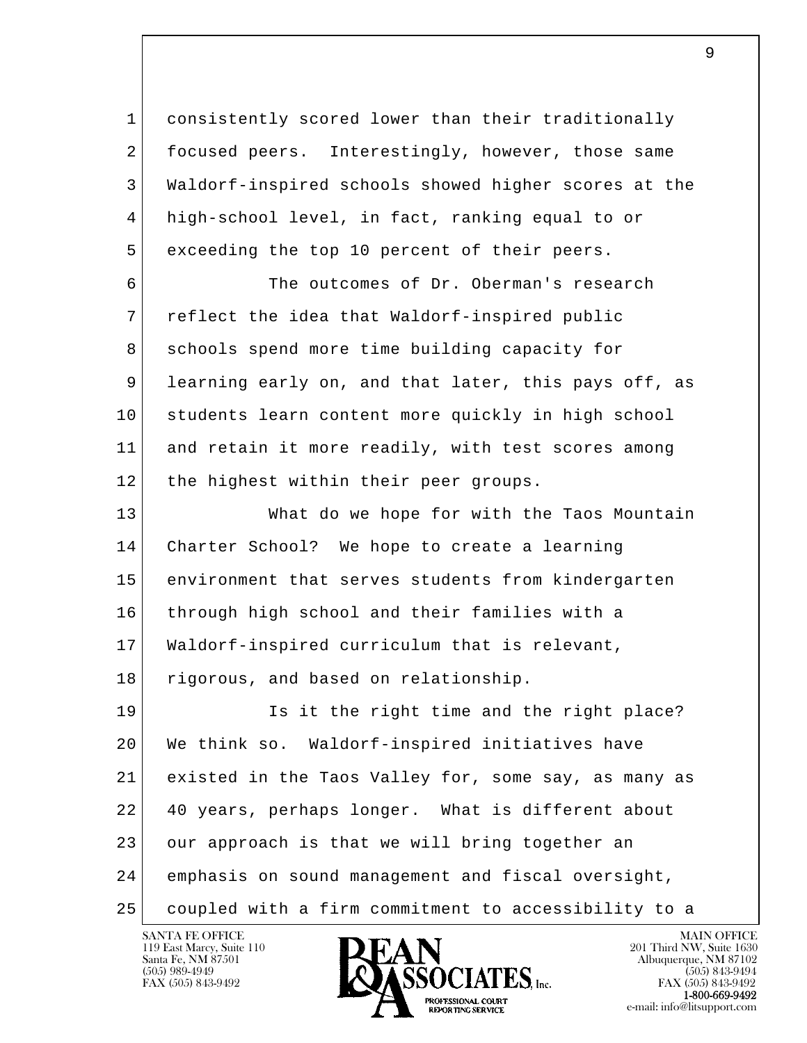consistently scored lower than their traditionally focused peers. Interestingly, however, those same Waldorf-inspired schools showed higher scores at the high-school level, in fact, ranking equal to or exceeding the top 10 percent of their peers.

The outcomes of Dr. Oberman's research reflect the idea that Waldorf-inspired public schools spend more time building capacity for learning early on, and that later, this pays off, as students learn content more quickly in high school and retain it more readily, with test scores among the highest within their peer groups.

What do we hope for with the Taos Mountain Charter School? We hope to create a learning environment that serves students from kindergarten through high school and their families with a Waldorf-inspired curriculum that is relevant, rigorous, and based on relationship.

Is it the right time and the right place? We think so. Waldorf-inspired initiatives have existed in the Taos Valley for, some say, as many as 40 years, perhaps longer. What is different about our approach is that we will bring together an emphasis on sound management and fiscal oversight, coupled with a firm commitment to accessibility to a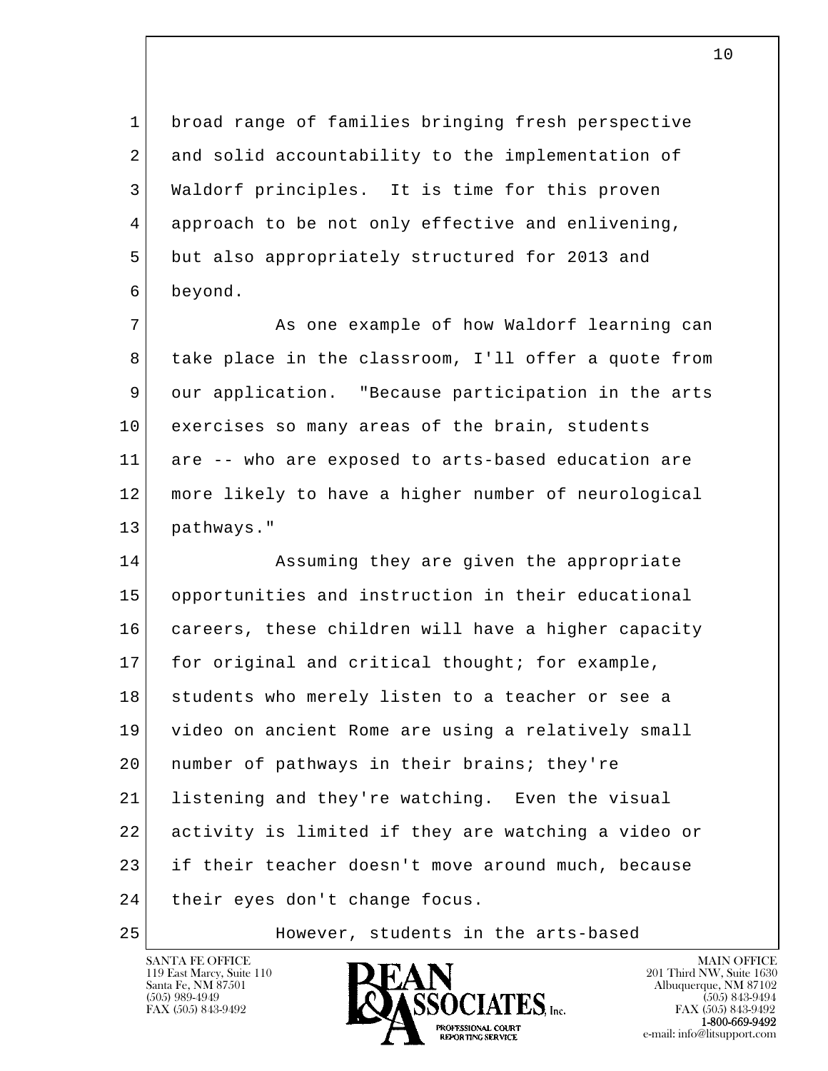broad range of families bringing fresh perspective and solid accountability to the implementation of Waldorf principles. It is time for this proven approach to be not only effective and enlivening, but also appropriately structured for 2013 and beyond.

As one example of how Waldorf learning can take place in the classroom, I'll offer a quote from our application. "Because participation in the arts exercises so many areas of the brain, students are -- who are exposed to arts-based education are more likely to have a higher number of neurological pathways."

Assuming they are given the appropriate opportunities and instruction in their educational careers, these children will have a higher capacity for original and critical thought; for example, students who merely listen to a teacher or see a video on ancient Rome are using a relatively small number of pathways in their brains; they're listening and they're watching. Even the visual activity is limited if they are watching a video or if their teacher doesn't move around much, because their eyes don't change focus.

However, students in the arts-based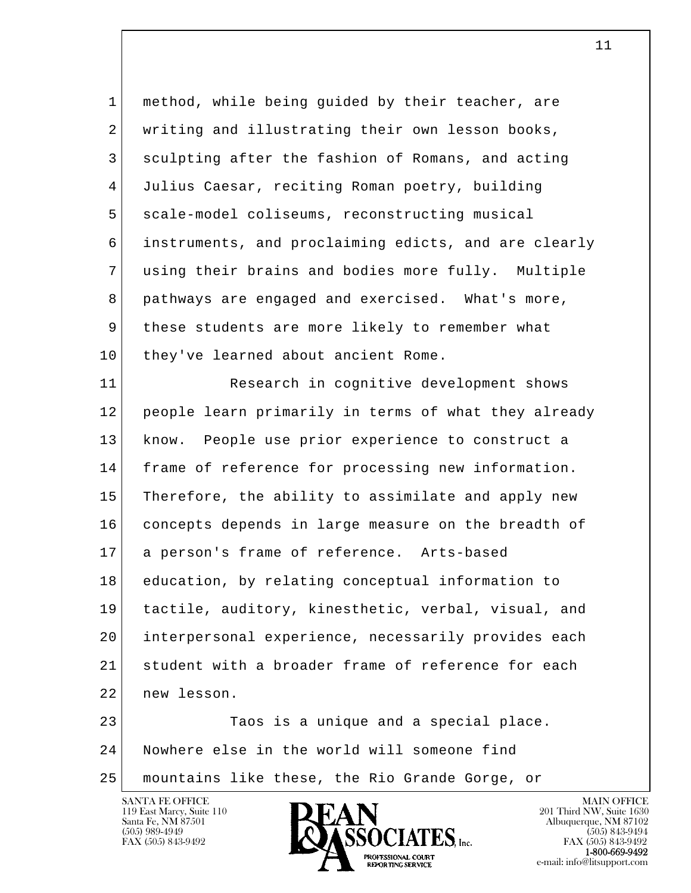method, while being guided by their teacher, are writing and illustrating their own lesson books, sculpting after the fashion of Romans, and acting Julius Caesar, reciting Roman poetry, building scale-model coliseums, reconstructing musical instruments, and proclaiming edicts, and are clearly using their brains and bodies more fully. Multiple pathways are engaged and exercised. What's more, these students are more likely to remember what they've learned about ancient Rome.

Research in cognitive development shows people learn primarily in terms of what they already know. People use prior experience to construct a frame of reference for processing new information. Therefore, the ability to assimilate and apply new concepts depends in large measure on the breadth of a person's frame of reference. Arts-based education, by relating conceptual information to tactile, auditory, kinesthetic, verbal, visual, and interpersonal experience, necessarily provides each student with a broader frame of reference for each new lesson.

Taos is a unique and a special place. Nowhere else in the world will someone find mountains like these, the Rio Grande Gorge, or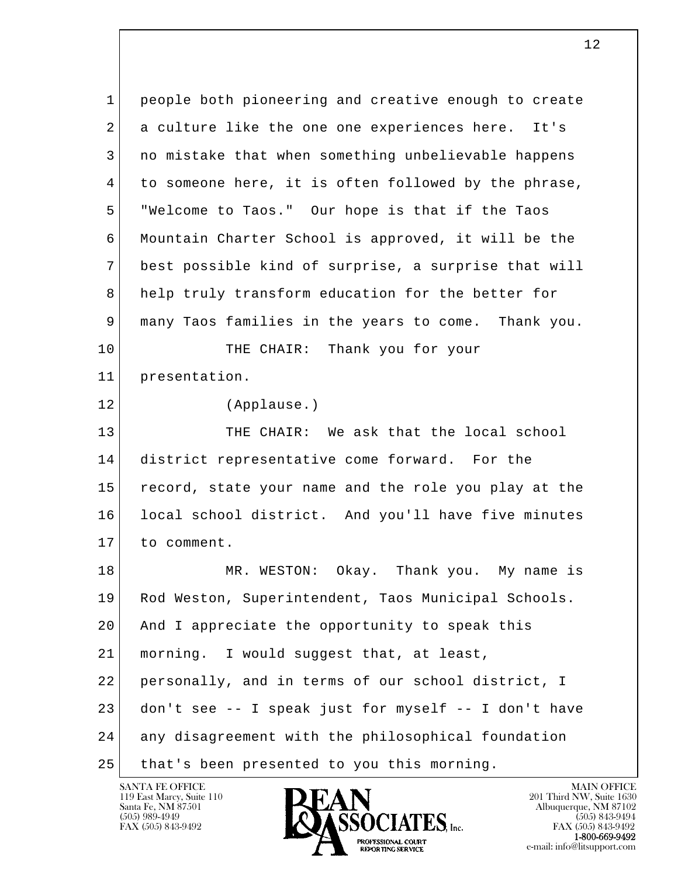people both pioneering and creative enough to create a culture like the one one experiences here. It's no mistake that when something unbelievable happens to someone here, it is often followed by the phrase, "Welcome to Taos." Our hope is that if the Taos Mountain Charter School is approved, it will be the best possible kind of surprise, a surprise that will help truly transform education for the better for many Taos families in the years to come. Thank you.

THE CHAIR: Thank you for your presentation.

(Applause.)

THE CHAIR: We ask that the local school district representative come forward. For the record, state your name and the role you play at the local school district. And you'll have five minutes to comment.

MR. WESTON: Okay. Thank you. My name is Rod Weston, Superintendent, Taos Municipal Schools. And I appreciate the opportunity to speak this morning. I would suggest that, at least, personally, and in terms of our school district, I don't see -- I speak just for myself -- I don't have any disagreement with the philosophical foundation that's been presented to you this morning.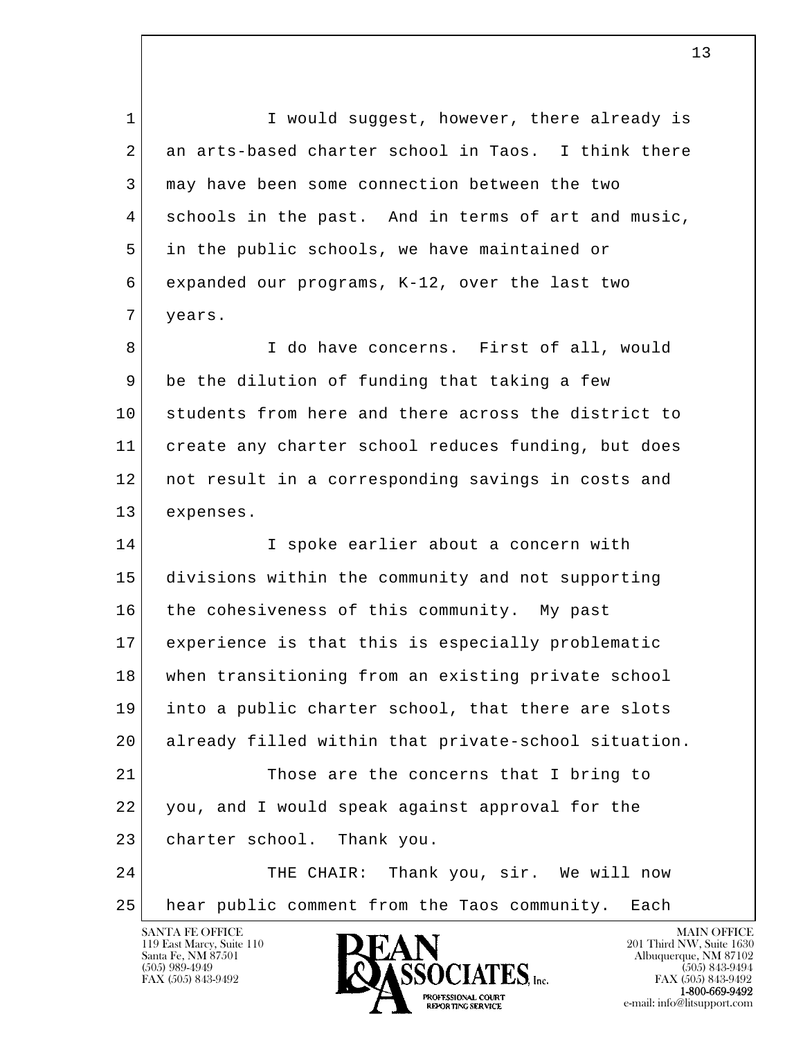I would suggest, however, there already is an arts-based charter school in Taos. I think there may have been some connection between the two schools in the past. And in terms of art and music, in the public schools, we have maintained or expanded our programs, K-12, over the last two years.

I do have concerns. First of all, would be the dilution of funding that taking a few students from here and there across the district to create any charter school reduces funding, but does not result in a corresponding savings in costs and expenses.

I spoke earlier about a concern with divisions within the community and not supporting the cohesiveness of this community. My past experience is that this is especially problematic when transitioning from an existing private school into a public charter school, that there are slots already filled within that private-school situation.

Those are the concerns that I bring to you, and I would speak against approval for the charter school. Thank you.

THE CHAIR: Thank you, sir. We will now hear public comment from the Taos community. Each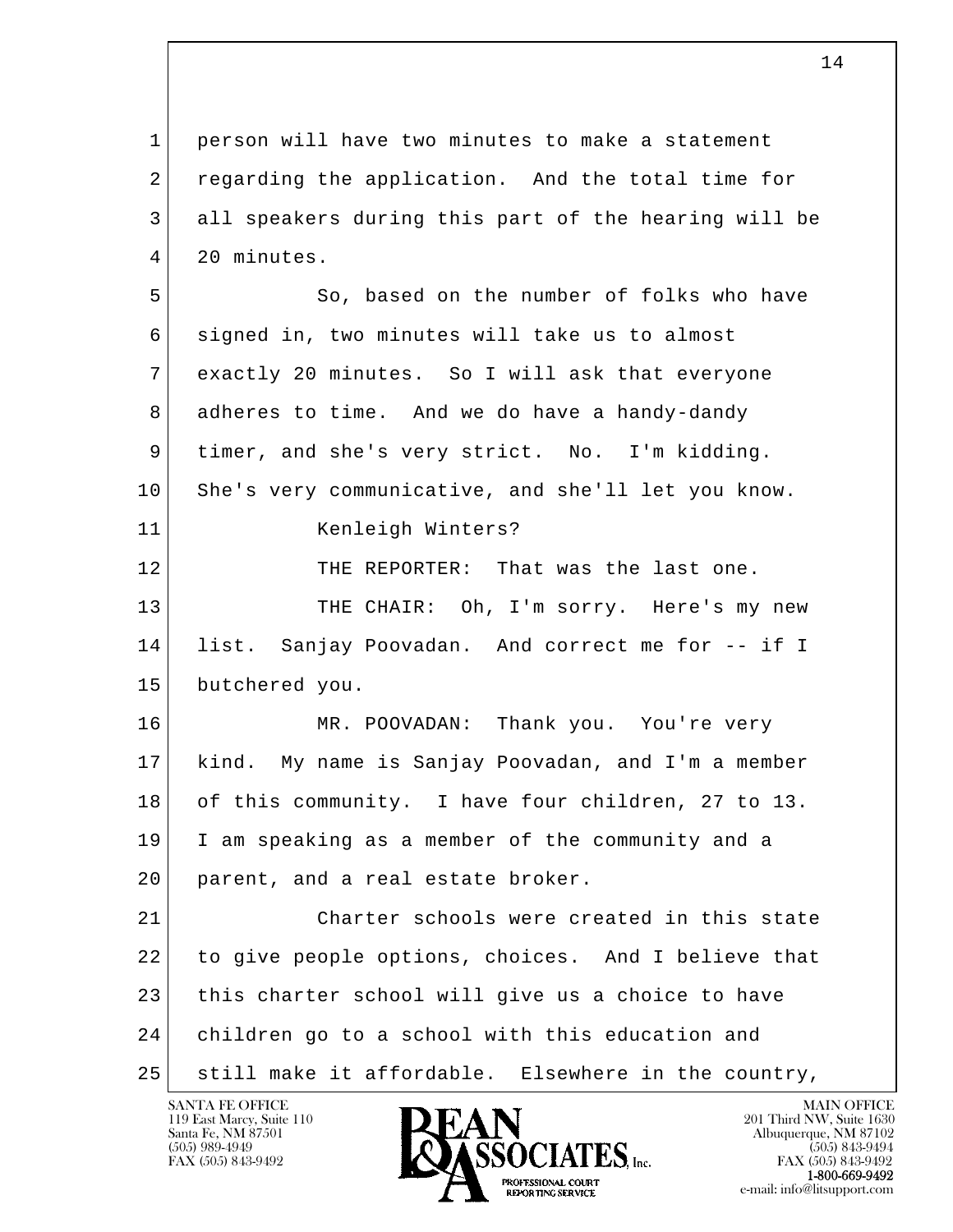person will have two minutes to make a statement regarding the application. And the total time for all speakers during this part of the hearing will be 20 minutes.

So, based on the number of folks who have signed in, two minutes will take us to almost exactly 20 minutes. So I will ask that everyone adheres to time. And we do have a handy-dandy timer, and she's very strict. No. I'm kidding. She's very communicative, and she'll let you know.

Kenleigh Winters?

THE REPORTER: That was the last one.

THE CHAIR: Oh, I'm sorry. Here's my new list. Sanjay Poovadan. And correct me for -- if I butchered you.

MR. POOVADAN: Thank you. You're very kind. My name is Sanjay Poovadan, and I'm a member of this community. I have four children, 27 to 13. I am speaking as a member of the community and a parent, and a real estate broker.

Charter schools were created in this state to give people options, choices. And I believe that this charter school will give us a choice to have children go to a school with this education and still make it affordable. Elsewhere in the country,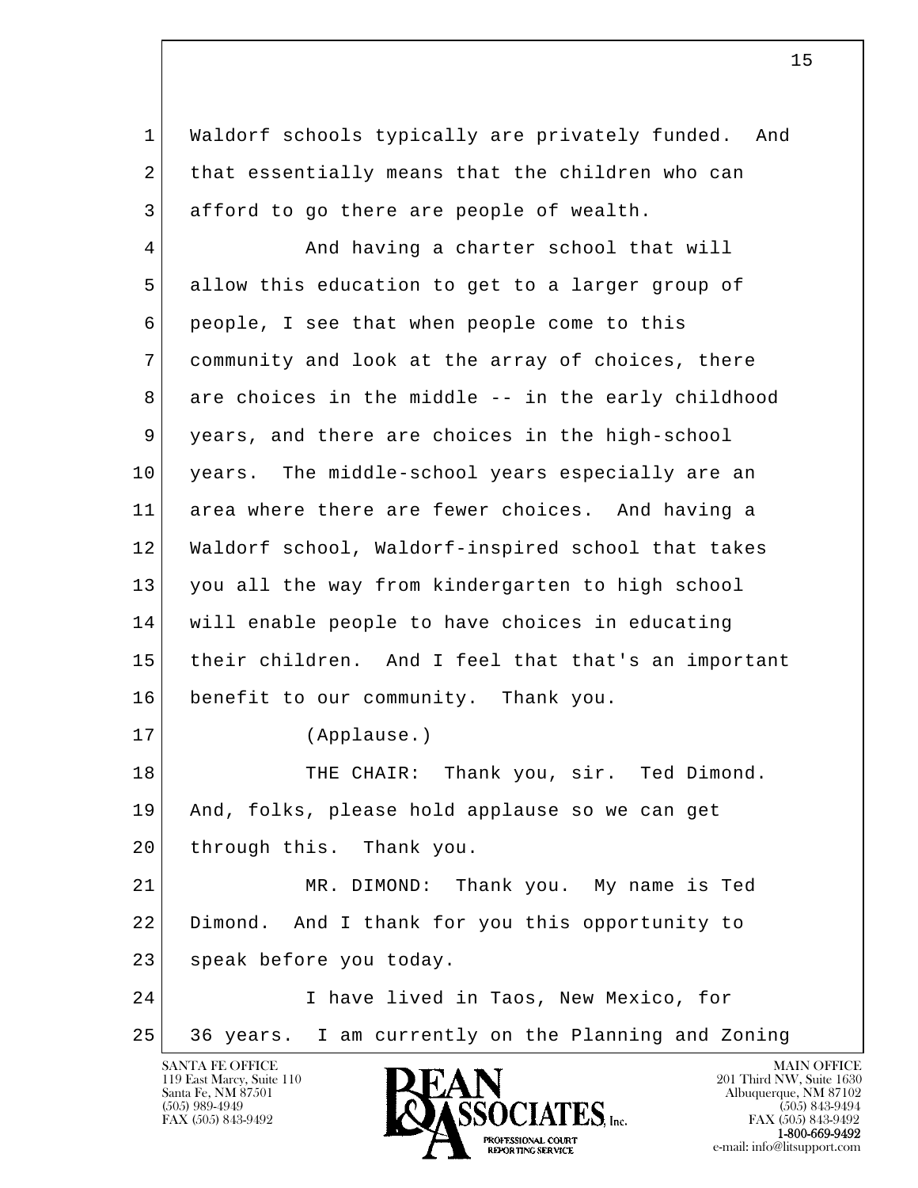Waldorf schools typically are privately funded. And that essentially means that the children who can afford to go there are people of wealth.

And having a charter school that will allow this education to get to a larger group of people, I see that when people come to this community and look at the array of choices, there are choices in the middle -- in the early childhood years, and there are choices in the high-school years. The middle-school years especially are an area where there are fewer choices. And having a Waldorf school, Waldorf-inspired school that takes you all the way from kindergarten to high school will enable people to have choices in educating their children. And I feel that that's an important benefit to our community. Thank you.

(Applause.)

THE CHAIR: Thank you, sir. Ted Dimond. And, folks, please hold applause so we can get through this. Thank you.

MR. DIMOND: Thank you. My name is Ted Dimond. And I thank for you this opportunity to speak before you today.

I have lived in Taos, New Mexico, for 36 years. I am currently on the Planning and Zoning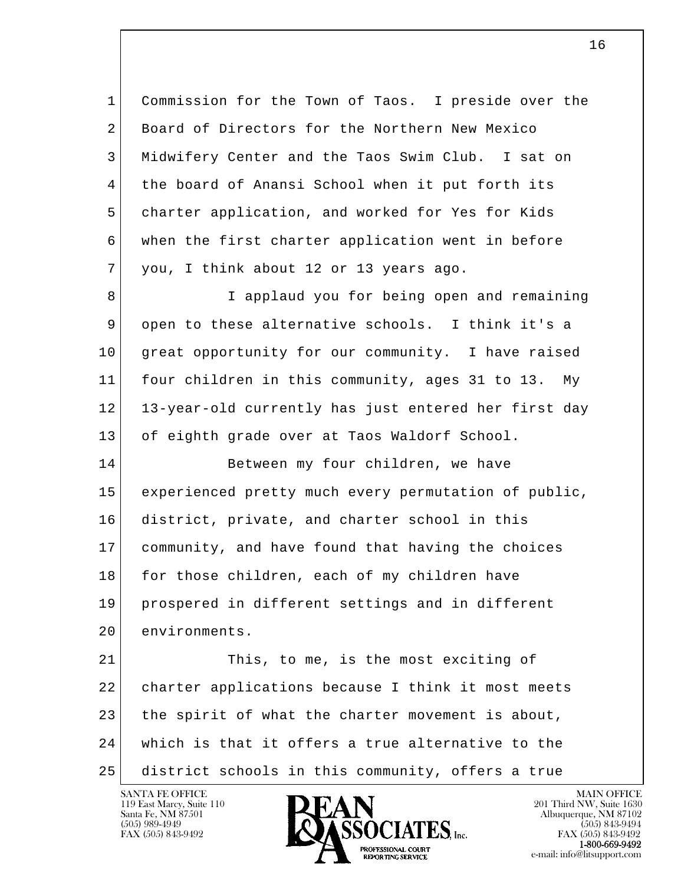Commission for the Town of Taos. I preside over the Board of Directors for the Northern New Mexico Midwifery Center and the Taos Swim Club. I sat on the board of Anansi School when it put forth its charter application, and worked for Yes for Kids when the first charter application went in before you, I think about 12 or 13 years ago.

I applaud you for being open and remaining open to these alternative schools. I think it's a great opportunity for our community. I have raised four children in this community, ages 31 to 13. My 13-year-old currently has just entered her first day of eighth grade over at Taos Waldorf School.

Between my four children, we have experienced pretty much every permutation of public, district, private, and charter school in this community, and have found that having the choices for those children, each of my children have prospered in different settings and in different environments.

This, to me, is the most exciting of charter applications because I think it most meets the spirit of what the charter movement is about, which is that it offers a true alternative to the district schools in this community, offers a true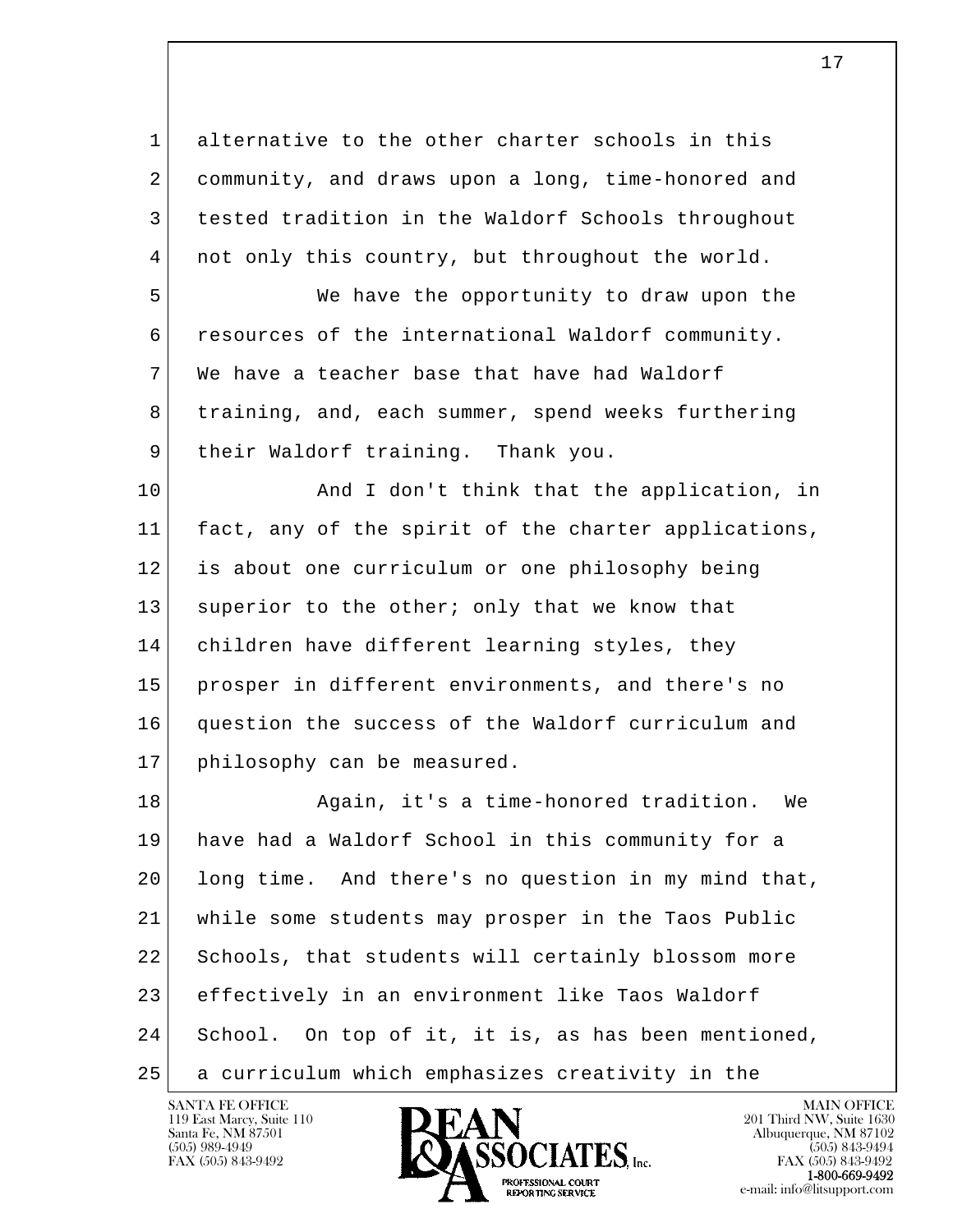alternative to the other charter schools in this community, and draws upon a long, time-honored and tested tradition in the Waldorf Schools throughout not only this country, but throughout the world.

We have the opportunity to draw upon the resources of the international Waldorf community. We have a teacher base that have had Waldorf training, and, each summer, spend weeks furthering their Waldorf training. Thank you.

And I don't think that the application, in fact, any of the spirit of the charter applications, is about one curriculum or one philosophy being superior to the other; only that we know that children have different learning styles, they prosper in different environments, and there's no question the success of the Waldorf curriculum and philosophy can be measured.

Again, it's a time-honored tradition. We have had a Waldorf School in this community for a long time. And there's no question in my mind that, while some students may prosper in the Taos Public Schools, that students will certainly blossom more effectively in an environment like Taos Waldorf School. On top of it, it is, as has been mentioned, a curriculum which emphasizes creativity in the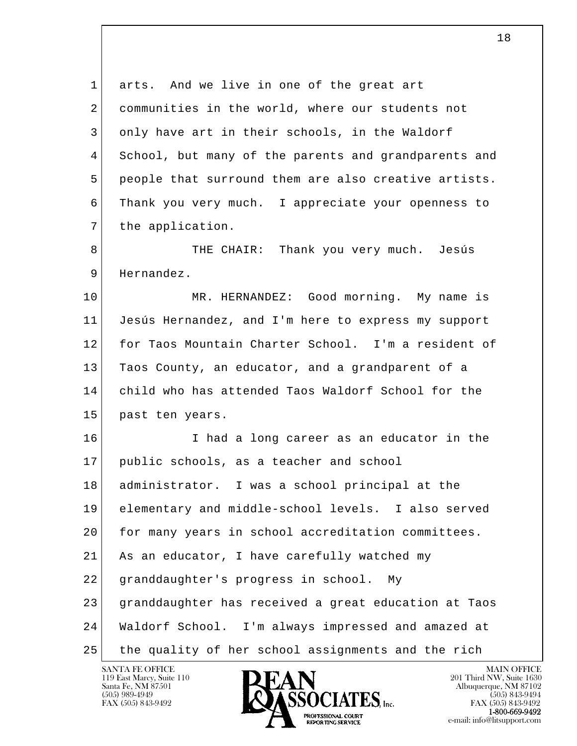arts. And we live in one of the great art communities in the world, where our students not only have art in their schools, in the Waldorf School, but many of the parents and grandparents and people that surround them are also creative artists. Thank you very much. I appreciate your openness to the application.

THE CHAIR: Thank you very much. Jesús Hernandez.

MR. HERNANDEZ: Good morning. My name is Jesús Hernandez, and I'm here to express my support for Taos Mountain Charter School. I'm a resident of Taos County, an educator, and a grandparent of a child who has attended Taos Waldorf School for the past ten years.

I had a long career as an educator in the public schools, as a teacher and school administrator. I was a school principal at the elementary and middle-school levels. I also served for many years in school accreditation committees. As an educator, I have carefully watched my granddaughter's progress in school. My granddaughter has received a great education at Taos Waldorf School. I'm always impressed and amazed at the quality of her school assignments and the rich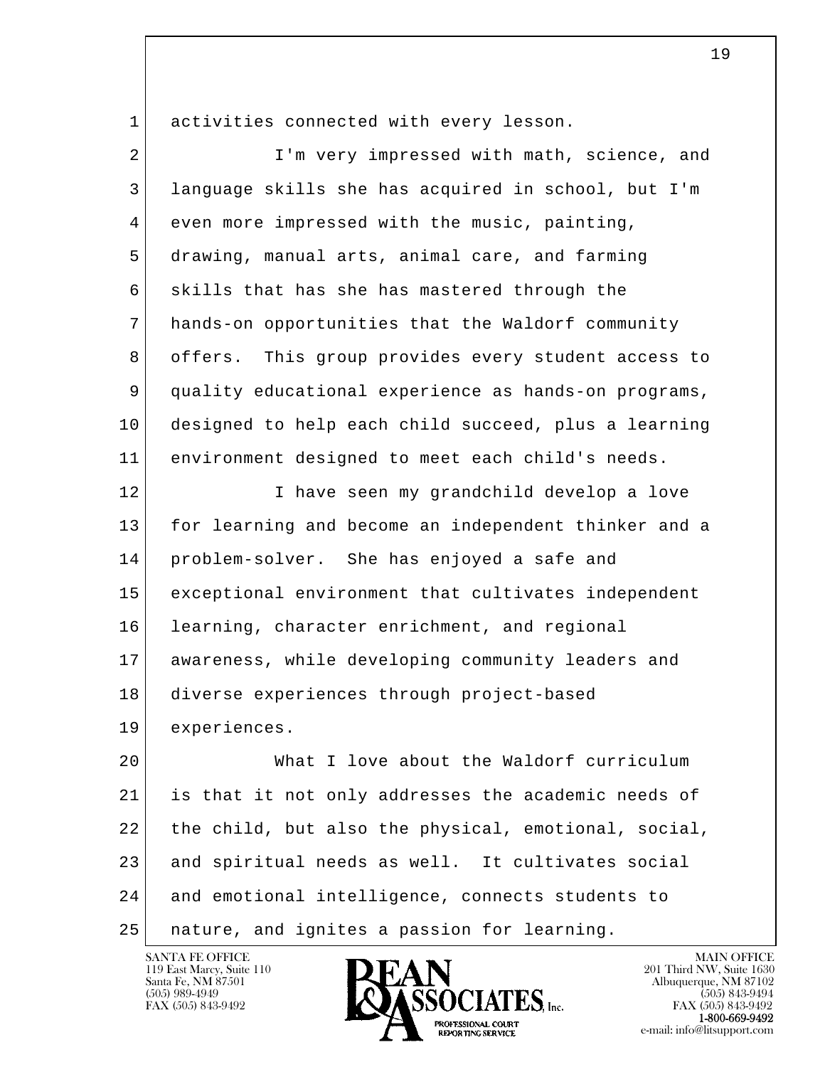activities connected with every lesson.

I'm very impressed with math, science, and language skills she has acquired in school, but I'm even more impressed with the music, painting, drawing, manual arts, animal care, and farming skills that has she has mastered through the hands-on opportunities that the Waldorf community offers. This group provides every student access to quality educational experience as hands-on programs, designed to help each child succeed, plus a learning environment designed to meet each child's needs.

I have seen my grandchild develop a love for learning and become an independent thinker and a problem-solver. She has enjoyed a safe and exceptional environment that cultivates independent learning, character enrichment, and regional awareness, while developing community leaders and diverse experiences through project-based experiences.

What I love about the Waldorf curriculum is that it not only addresses the academic needs of the child, but also the physical, emotional, social, and spiritual needs as well. It cultivates social and emotional intelligence, connects students to nature, and ignites a passion for learning.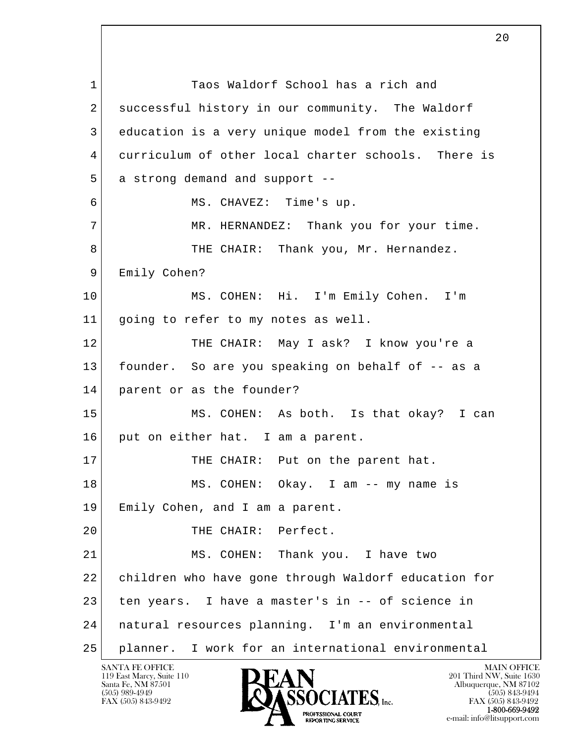Taos Waldorf School has a rich and successful history in our community. The Waldorf education is a very unique model from the existing curriculum of other local charter schools. There is a strong demand and support --

MS. CHAVEZ: Time's up.

MR. HERNANDEZ: Thank you for your time.

THE CHAIR: Thank you, Mr. Hernandez. Emily Cohen?

MS. COHEN: Hi. I'm Emily Cohen. I'm going to refer to my notes as well.

THE CHAIR: May I ask? I know you're a founder. So are you speaking on behalf of -- as a parent or as the founder?

MS. COHEN: As both. Is that okay? I can put on either hat. I am a parent.

THE CHAIR: Put on the parent hat.

MS. COHEN: Okay. I am -- my name is Emily Cohen, and I am a parent.

THE CHAIR: Perfect.

MS. COHEN: Thank you. I have two children who have gone through Waldorf education for ten years. I have a master's in -- of science in natural resources planning. I'm an environmental planner. I work for an international environmental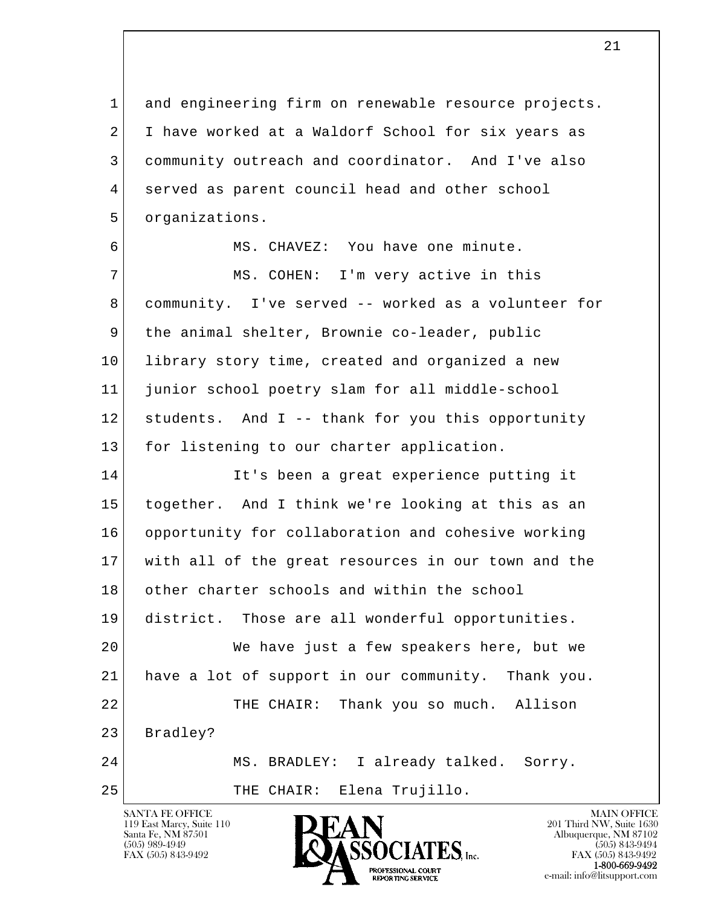1 and engineering firm on renewable resource projects.
2 I have worked at a Waldorf School for six years as
3 community outreach and coordinator. And I've also
4 served as parent council head and other school
5 organizations.

6 MS. CHAVEZ: You have one minute.

7 MS. COHEN: I'm very active in this
8 community. I've served -- worked as a volunteer for
9 the animal shelter, Brownie co-leader, public
10 library story time, created and organized a new
11 junior school poetry slam for all middle-school
12 students. And I -- thank for you this opportunity
13 for listening to our charter application.

14 It's been a great experience putting it
15 together. And I think we're looking at this as an
16 opportunity for collaboration and cohesive working
17 with all of the great resources in our town and the
18 other charter schools and within the school
19 district. Those are all wonderful opportunities.

20 We have just a few speakers here, but we
21 have a lot of support in our community. Thank you.

22 THE CHAIR: Thank you so much. Allison
23 Bradley?

24 MS. BRADLEY: I already talked. Sorry.

25 THE CHAIR: Elena Trujillo.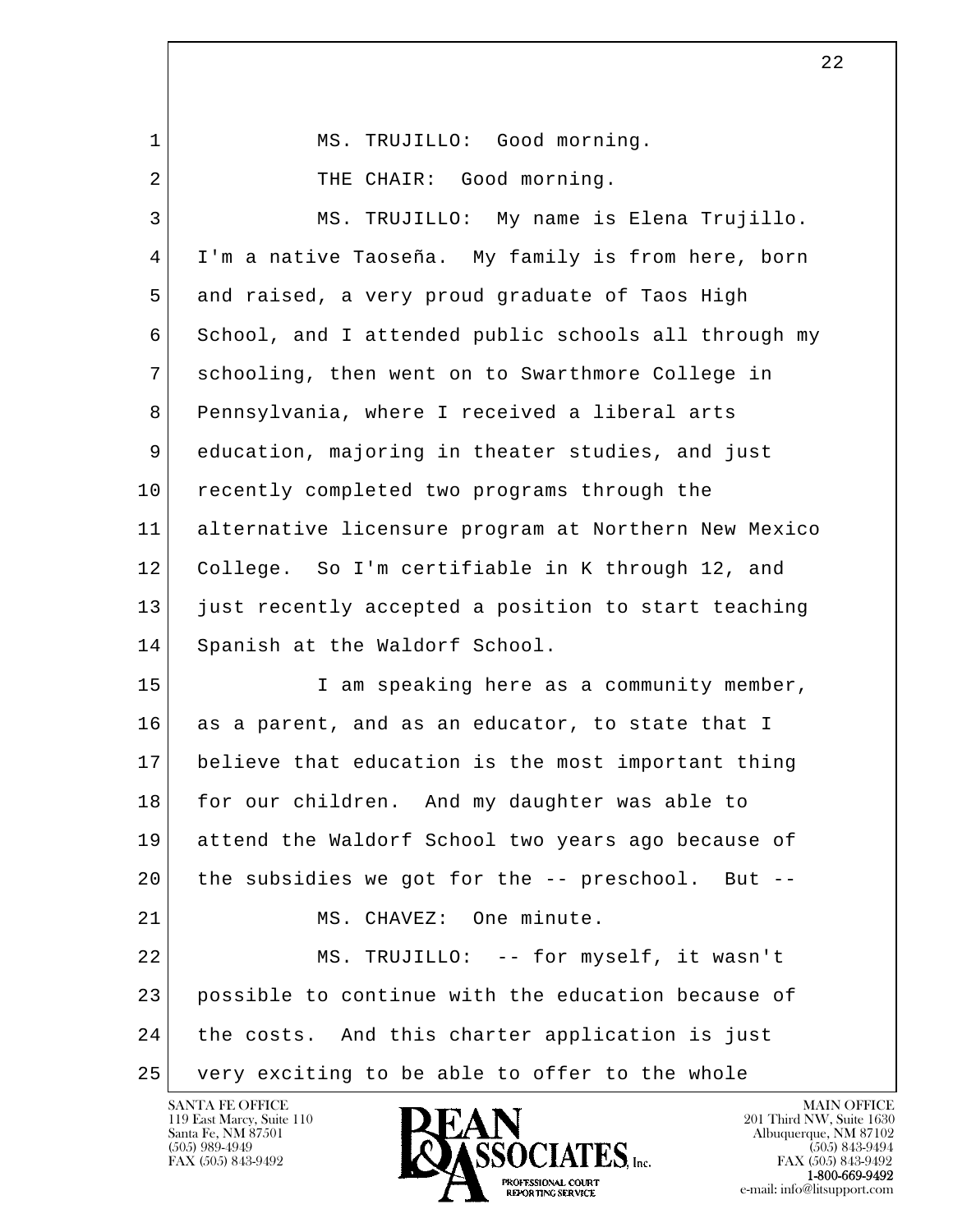MS. TRUJILLO: Good morning.

THE CHAIR: Good morning.

MS. TRUJILLO: My name is Elena Trujillo. I'm a native Taoseña. My family is from here, born and raised, a very proud graduate of Taos High School, and I attended public schools all through my schooling, then went on to Swarthmore College in Pennsylvania, where I received a liberal arts education, majoring in theater studies, and just recently completed two programs through the alternative licensure program at Northern New Mexico College. So I'm certifiable in K through 12, and just recently accepted a position to start teaching Spanish at the Waldorf School.

I am speaking here as a community member, as a parent, and as an educator, to state that I believe that education is the most important thing for our children. And my daughter was able to attend the Waldorf School two years ago because of the subsidies we got for the -- preschool. But --

MS. CHAVEZ: One minute.

MS. TRUJILLO: -- for myself, it wasn't possible to continue with the education because of the costs. And this charter application is just very exciting to be able to offer to the whole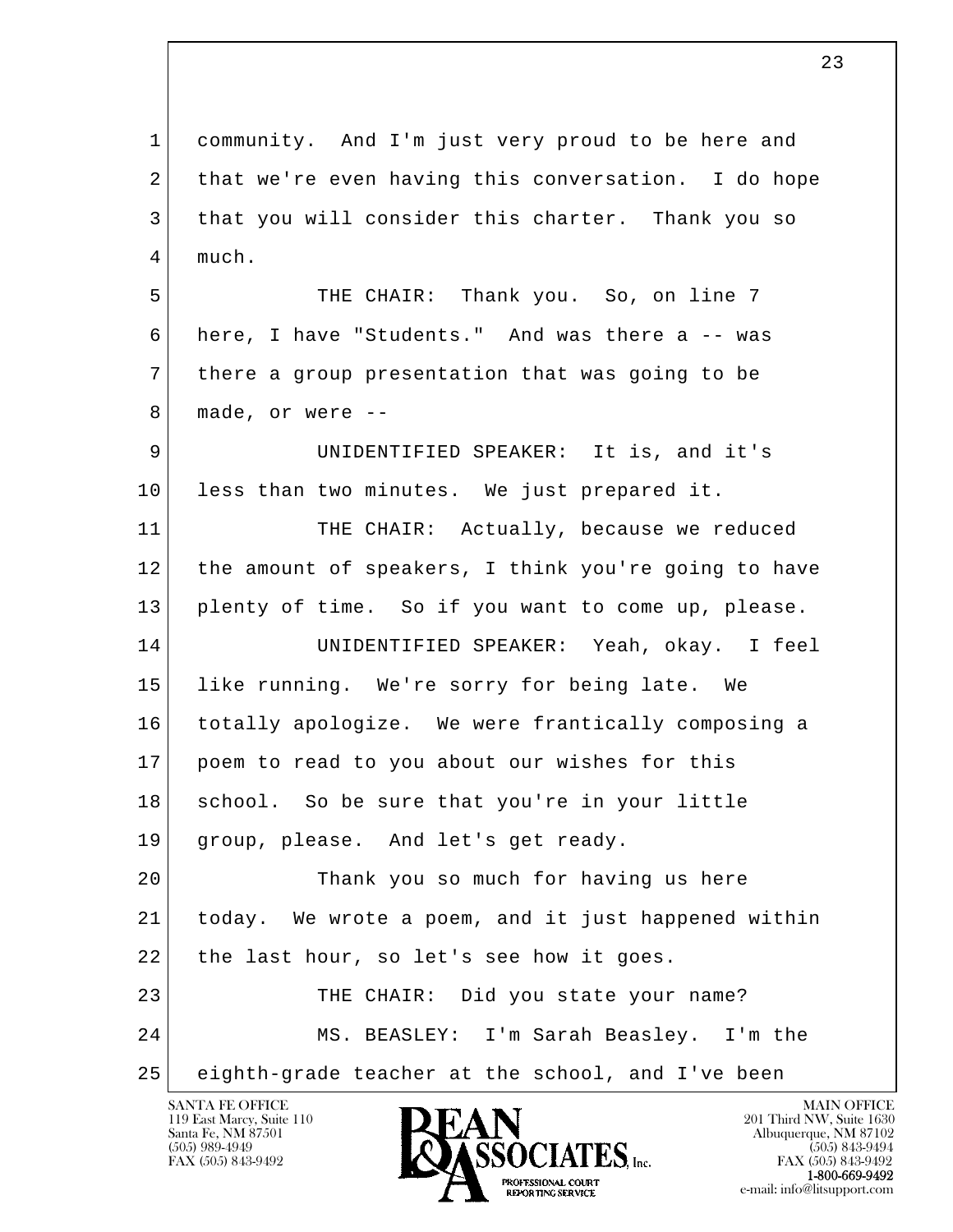community. And I'm just very proud to be here and that we're even having this conversation. I do hope that you will consider this charter. Thank you so much.

THE CHAIR: Thank you. So, on line 7 here, I have "Students." And was there a -- was there a group presentation that was going to be made, or were --

UNIDENTIFIED SPEAKER: It is, and it's less than two minutes. We just prepared it.

THE CHAIR: Actually, because we reduced the amount of speakers, I think you're going to have plenty of time. So if you want to come up, please.

UNIDENTIFIED SPEAKER: Yeah, okay. I feel like running. We're sorry for being late. We totally apologize. We were frantically composing a poem to read to you about our wishes for this school. So be sure that you're in your little group, please. And let's get ready.

Thank you so much for having us here today. We wrote a poem, and it just happened within the last hour, so let's see how it goes.

THE CHAIR: Did you state your name?

MS. BEASLEY: I'm Sarah Beasley. I'm the eighth-grade teacher at the school, and I've been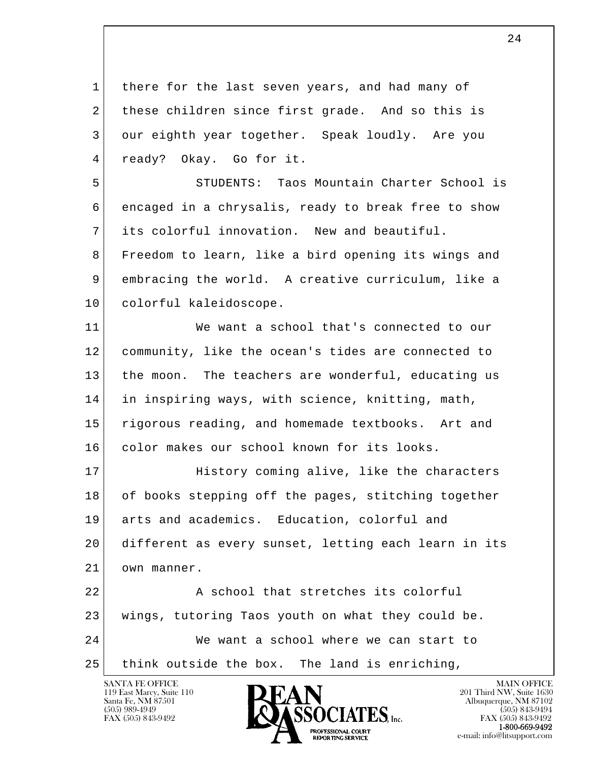there for the last seven years, and had many of these children since first grade. And so this is our eighth year together. Speak loudly. Are you ready? Okay. Go for it.

STUDENTS: Taos Mountain Charter School is encaged in a chrysalis, ready to break free to show its colorful innovation. New and beautiful. Freedom to learn, like a bird opening its wings and embracing the world. A creative curriculum, like a colorful kaleidoscope.

We want a school that's connected to our community, like the ocean's tides are connected to the moon. The teachers are wonderful, educating us in inspiring ways, with science, knitting, math, rigorous reading, and homemade textbooks. Art and color makes our school known for its looks.

History coming alive, like the characters of books stepping off the pages, stitching together arts and academics. Education, colorful and different as every sunset, letting each learn in its own manner.

A school that stretches its colorful wings, tutoring Taos youth on what they could be.

We want a school where we can start to think outside the box. The land is enriching,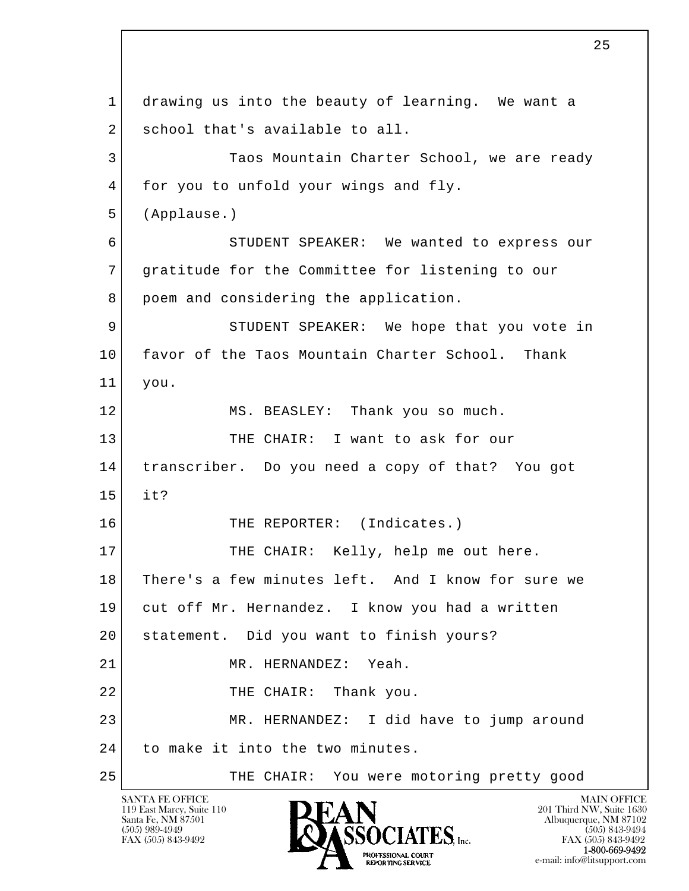1 drawing us into the beauty of learning. We want a
2 school that's available to all.
3 Taos Mountain Charter School, we are ready
4 for you to unfold your wings and fly.
5 (Applause.)
6 STUDENT SPEAKER: We wanted to express our
7 gratitude for the Committee for listening to our
8 poem and considering the application.
9 STUDENT SPEAKER: We hope that you vote in
10 favor of the Taos Mountain Charter School. Thank
11 you.
12 MS. BEASLEY: Thank you so much.
13 THE CHAIR: I want to ask for our
14 transcriber. Do you need a copy of that? You got
15 it?
16 THE REPORTER: (Indicates.)
17 THE CHAIR: Kelly, help me out here.
18 There's a few minutes left. And I know for sure we
19 cut off Mr. Hernandez. I know you had a written
20 statement. Did you want to finish yours?
21 MR. HERNANDEZ: Yeah.
22 THE CHAIR: Thank you.
23 MR. HERNANDEZ: I did have to jump around
24 to make it into the two minutes.
25 THE CHAIR: You were motoring pretty good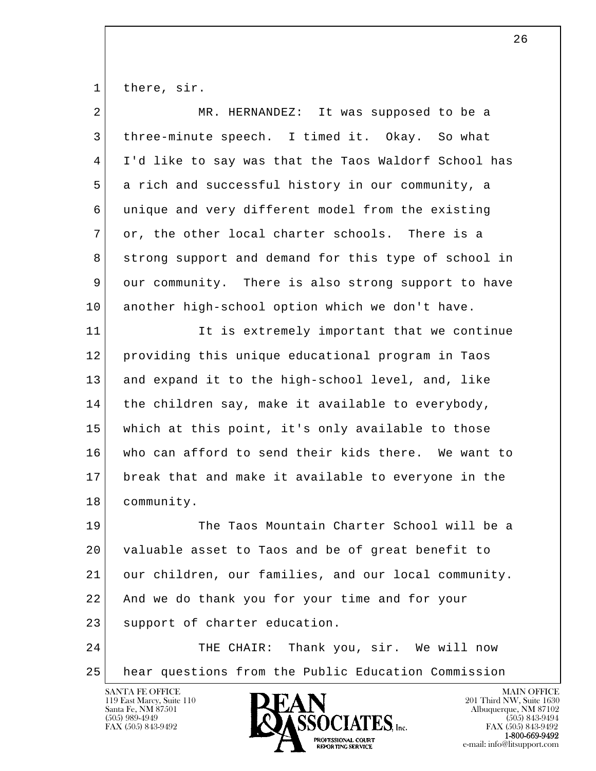there, sir.

MR. HERNANDEZ: It was supposed to be a three-minute speech. I timed it. Okay. So what I'd like to say was that the Taos Waldorf School has a rich and successful history in our community, a unique and very different model from the existing or, the other local charter schools. There is a strong support and demand for this type of school in our community. There is also strong support to have another high-school option which we don't have.

It is extremely important that we continue providing this unique educational program in Taos and expand it to the high-school level, and, like the children say, make it available to everybody, which at this point, it's only available to those who can afford to send their kids there. We want to break that and make it available to everyone in the community.

The Taos Mountain Charter School will be a valuable asset to Taos and be of great benefit to our children, our families, and our local community. And we do thank you for your time and for your support of charter education.

THE CHAIR: Thank you, sir. We will now hear questions from the Public Education Commission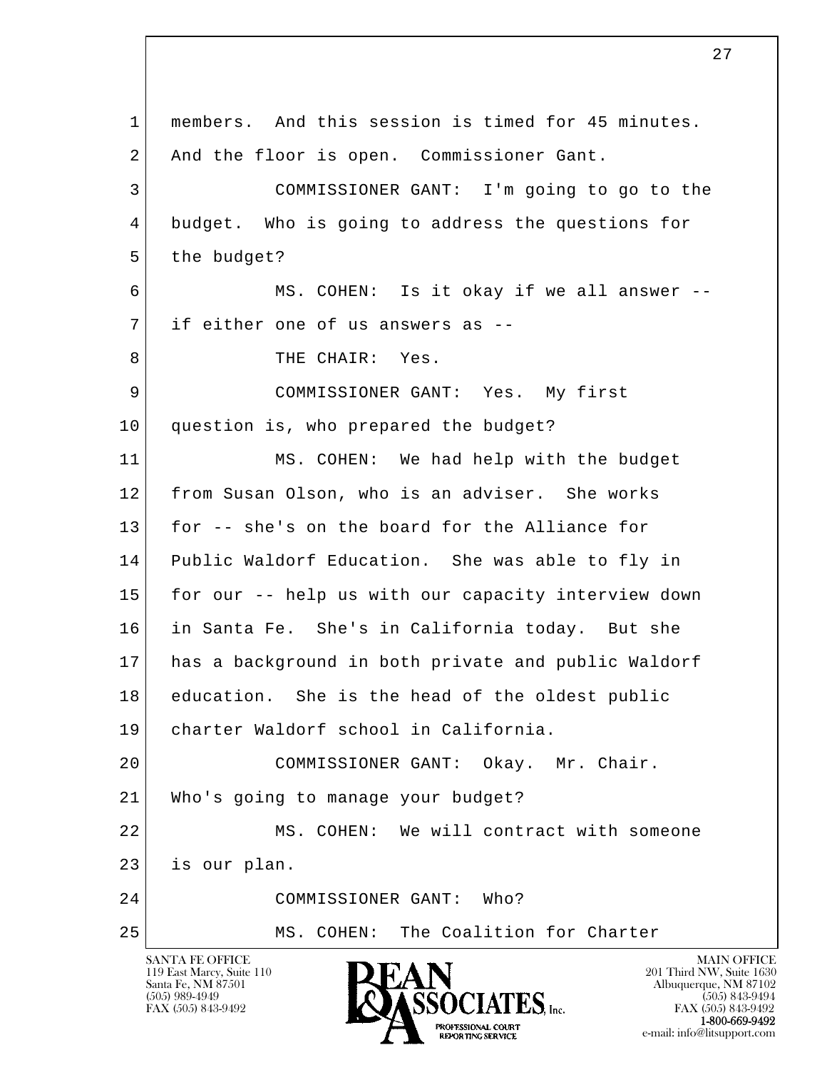members. And this session is timed for 45 minutes. And the floor is open. Commissioner Gant.

COMMISSIONER GANT: I'm going to go to the budget. Who is going to address the questions for the budget?

MS. COHEN: Is it okay if we all answer -- if either one of us answers as --

THE CHAIR: Yes.

COMMISSIONER GANT: Yes. My first question is, who prepared the budget?

MS. COHEN: We had help with the budget from Susan Olson, who is an adviser. She works for -- she's on the board for the Alliance for Public Waldorf Education. She was able to fly in for our -- help us with our capacity interview down in Santa Fe. She's in California today. But she has a background in both private and public Waldorf education. She is the head of the oldest public charter Waldorf school in California.

COMMISSIONER GANT: Okay. Mr. Chair. Who's going to manage your budget?

MS. COHEN: We will contract with someone is our plan.

COMMISSIONER GANT: Who?

MS. COHEN: The Coalition for Charter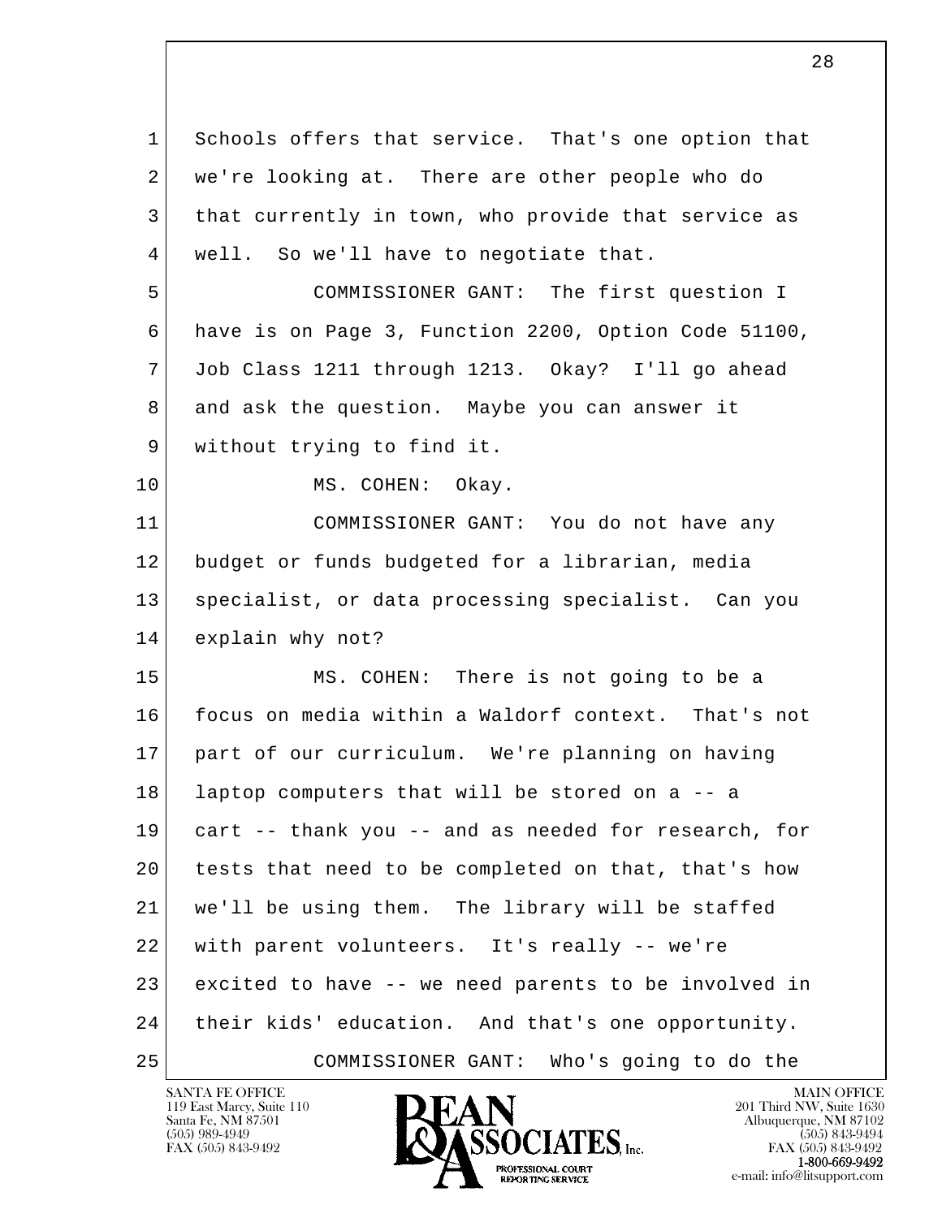Schools offers that service. That's one option that we're looking at. There are other people who do that currently in town, who provide that service as well. So we'll have to negotiate that.

COMMISSIONER GANT: The first question I have is on Page 3, Function 2200, Option Code 51100, Job Class 1211 through 1213. Okay? I'll go ahead and ask the question. Maybe you can answer it without trying to find it.

MS. COHEN: Okay.

COMMISSIONER GANT: You do not have any budget or funds budgeted for a librarian, media specialist, or data processing specialist. Can you explain why not?

MS. COHEN: There is not going to be a focus on media within a Waldorf context. That's not part of our curriculum. We're planning on having laptop computers that will be stored on a -- a cart -- thank you -- and as needed for research, for tests that need to be completed on that, that's how we'll be using them. The library will be staffed with parent volunteers. It's really -- we're excited to have -- we need parents to be involved in their kids' education. And that's one opportunity.

COMMISSIONER GANT: Who's going to do the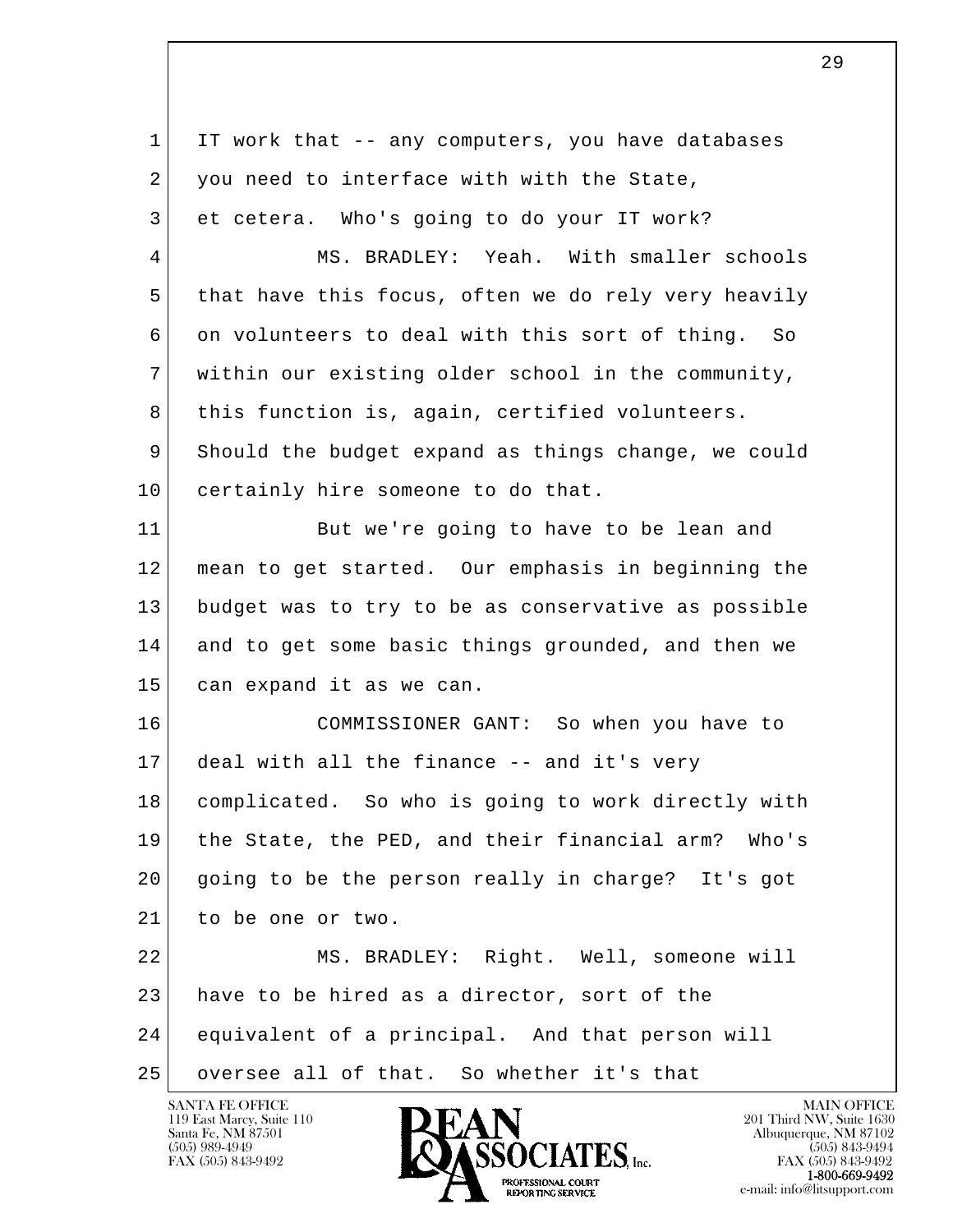IT work that -- any computers, you have databases you need to interface with with the State, et cetera. Who's going to do your IT work?

MS. BRADLEY: Yeah. With smaller schools that have this focus, often we do rely very heavily on volunteers to deal with this sort of thing. So within our existing older school in the community, this function is, again, certified volunteers. Should the budget expand as things change, we could certainly hire someone to do that.

But we're going to have to be lean and mean to get started. Our emphasis in beginning the budget was to try to be as conservative as possible and to get some basic things grounded, and then we can expand it as we can.

COMMISSIONER GANT: So when you have to deal with all the finance -- and it's very complicated. So who is going to work directly with the State, the PED, and their financial arm? Who's going to be the person really in charge? It's got to be one or two.

MS. BRADLEY: Right. Well, someone will have to be hired as a director, sort of the equivalent of a principal. And that person will oversee all of that. So whether it's that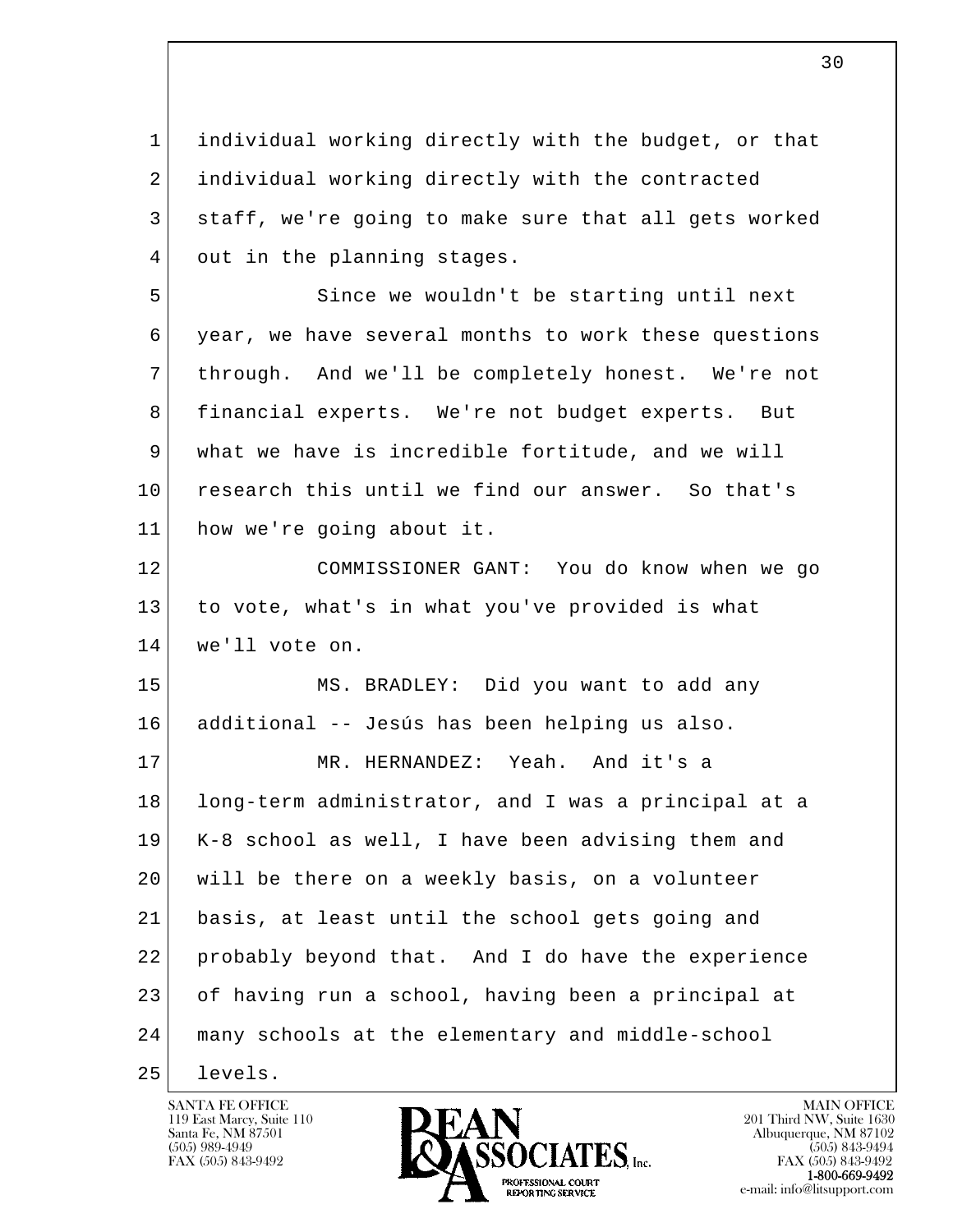individual working directly with the budget, or that individual working directly with the contracted staff, we're going to make sure that all gets worked out in the planning stages.

Since we wouldn't be starting until next year, we have several months to work these questions through. And we'll be completely honest. We're not financial experts. We're not budget experts. But what we have is incredible fortitude, and we will research this until we find our answer. So that's how we're going about it.

COMMISSIONER GANT: You do know when we go to vote, what's in what you've provided is what we'll vote on.

MS. BRADLEY: Did you want to add any additional -- Jesús has been helping us also.

MR. HERNANDEZ: Yeah. And it's a long-term administrator, and I was a principal at a K-8 school as well, I have been advising them and will be there on a weekly basis, on a volunteer basis, at least until the school gets going and probably beyond that. And I do have the experience of having run a school, having been a principal at many schools at the elementary and middle-school levels.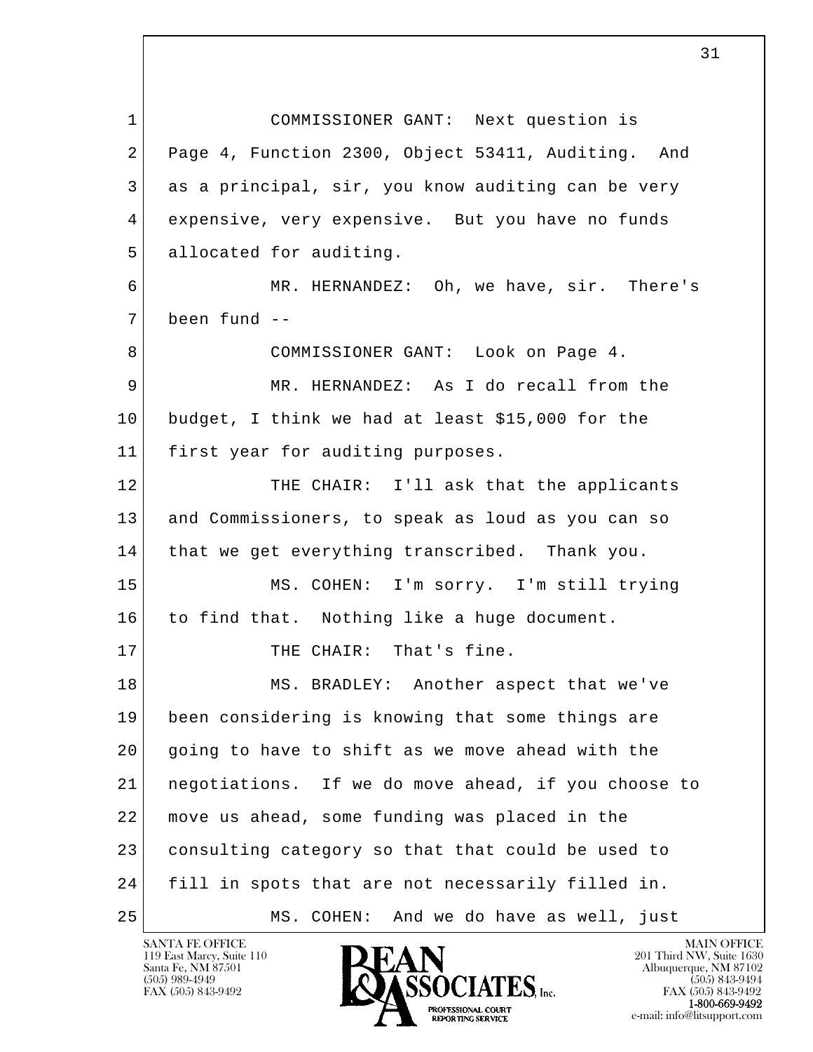COMMISSIONER GANT: Next question is Page 4, Function 2300, Object 53411, Auditing. And as a principal, sir, you know auditing can be very expensive, very expensive. But you have no funds allocated for auditing.

MR. HERNANDEZ: Oh, we have, sir. There's been fund --

COMMISSIONER GANT: Look on Page 4.

MR. HERNANDEZ: As I do recall from the budget, I think we had at least $15,000 for the first year for auditing purposes.

THE CHAIR: I'll ask that the applicants and Commissioners, to speak as loud as you can so that we get everything transcribed. Thank you.

MS. COHEN: I'm sorry. I'm still trying to find that. Nothing like a huge document.

THE CHAIR: That's fine.

MS. BRADLEY: Another aspect that we've been considering is knowing that some things are going to have to shift as we move ahead with the negotiations. If we do move ahead, if you choose to move us ahead, some funding was placed in the consulting category so that that could be used to fill in spots that are not necessarily filled in.

MS. COHEN: And we do have as well, just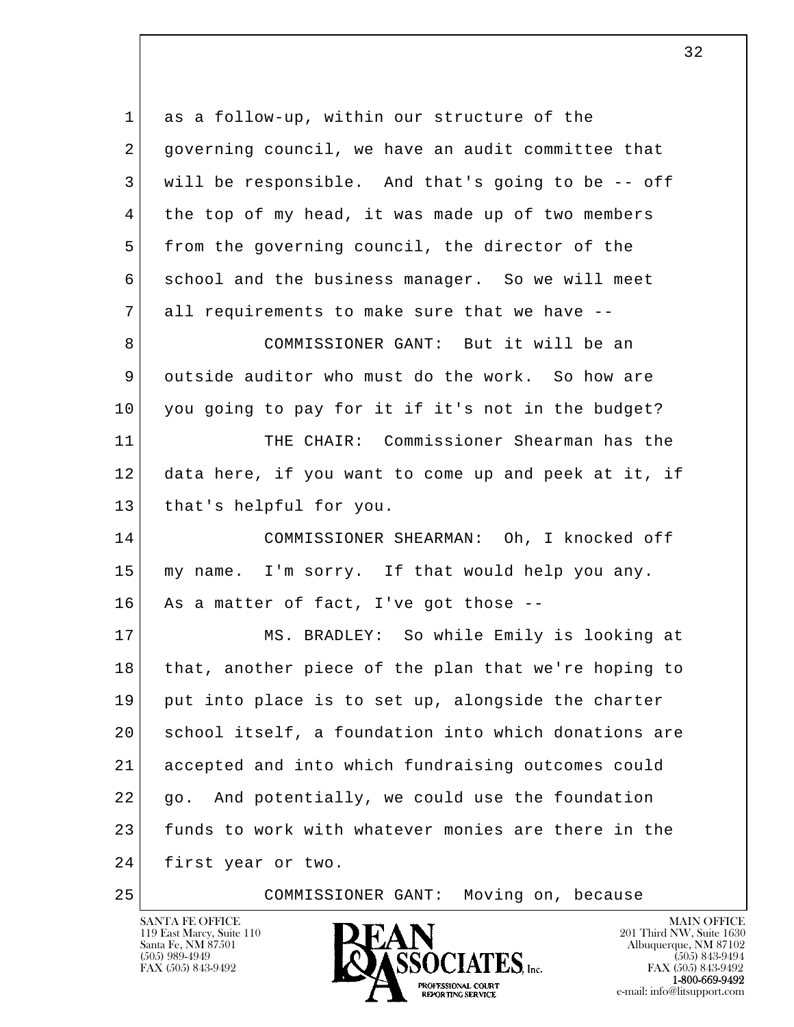as a follow-up, within our structure of the governing council, we have an audit committee that will be responsible. And that's going to be -- off the top of my head, it was made up of two members from the governing council, the director of the school and the business manager. So we will meet all requirements to make sure that we have --

COMMISSIONER GANT: But it will be an outside auditor who must do the work. So how are you going to pay for it if it's not in the budget?

THE CHAIR: Commissioner Shearman has the data here, if you want to come up and peek at it, if that's helpful for you.

COMMISSIONER SHEARMAN: Oh, I knocked off my name. I'm sorry. If that would help you any. As a matter of fact, I've got those --

MS. BRADLEY: So while Emily is looking at that, another piece of the plan that we're hoping to put into place is to set up, alongside the charter school itself, a foundation into which donations are accepted and into which fundraising outcomes could go. And potentially, we could use the foundation funds to work with whatever monies are there in the first year or two.

COMMISSIONER GANT: Moving on, because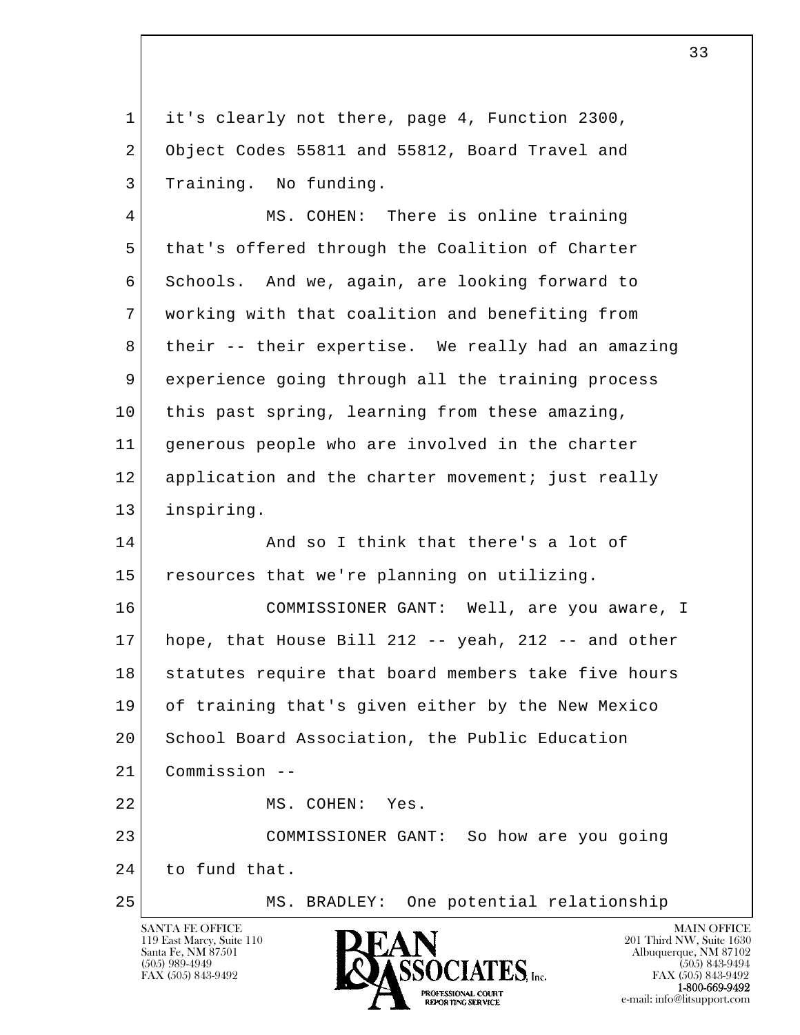it's clearly not there, page 4, Function 2300, Object Codes 55811 and 55812, Board Travel and Training. No funding.

MS. COHEN: There is online training that's offered through the Coalition of Charter Schools. And we, again, are looking forward to working with that coalition and benefiting from their -- their expertise. We really had an amazing experience going through all the training process this past spring, learning from these amazing, generous people who are involved in the charter application and the charter movement; just really inspiring.

And so I think that there's a lot of resources that we're planning on utilizing.

COMMISSIONER GANT: Well, are you aware, I hope, that House Bill 212 -- yeah, 212 -- and other statutes require that board members take five hours of training that's given either by the New Mexico School Board Association, the Public Education Commission --

MS. COHEN: Yes.

COMMISSIONER GANT: So how are you going to fund that.

MS. BRADLEY: One potential relationship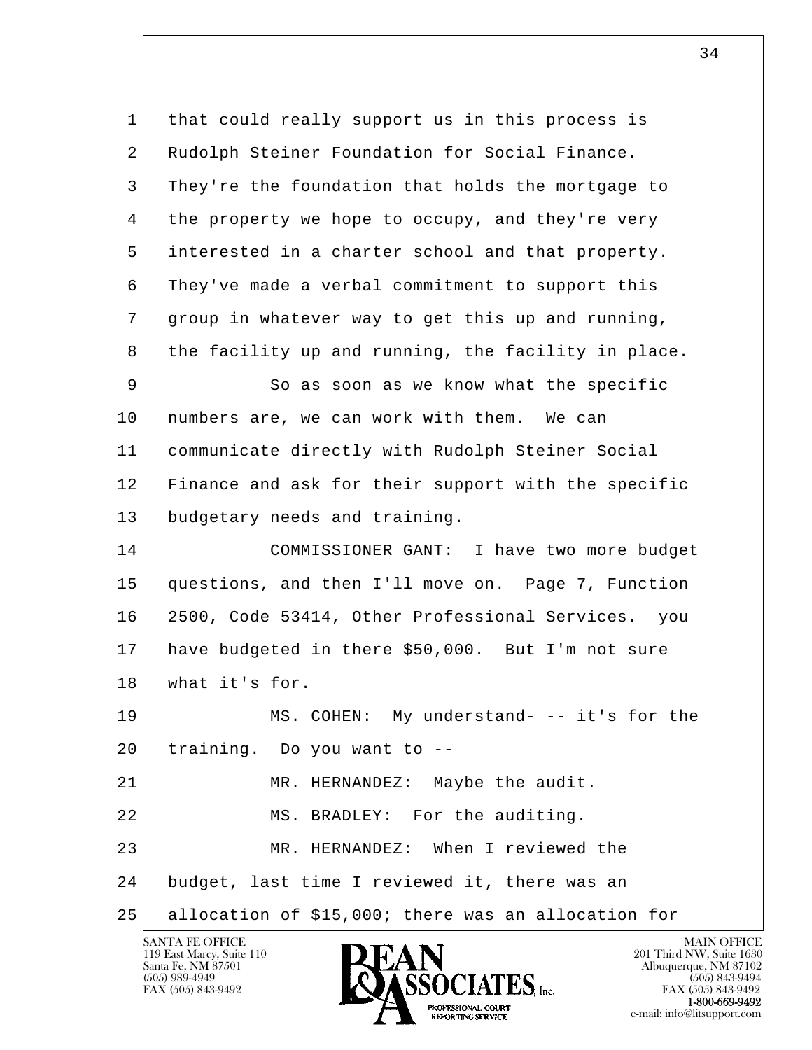that could really support us in this process is Rudolph Steiner Foundation for Social Finance. They're the foundation that holds the mortgage to the property we hope to occupy, and they're very interested in a charter school and that property. They've made a verbal commitment to support this group in whatever way to get this up and running, the facility up and running, the facility in place.

So as soon as we know what the specific numbers are, we can work with them. We can communicate directly with Rudolph Steiner Social Finance and ask for their support with the specific budgetary needs and training.

COMMISSIONER GANT: I have two more budget questions, and then I'll move on. Page 7, Function 2500, Code 53414, Other Professional Services. you have budgeted in there $50,000. But I'm not sure what it's for.

MS. COHEN: My understand- -- it's for the training. Do you want to --

MR. HERNANDEZ: Maybe the audit.

MS. BRADLEY: For the auditing.

MR. HERNANDEZ: When I reviewed the budget, last time I reviewed it, there was an allocation of $15,000; there was an allocation for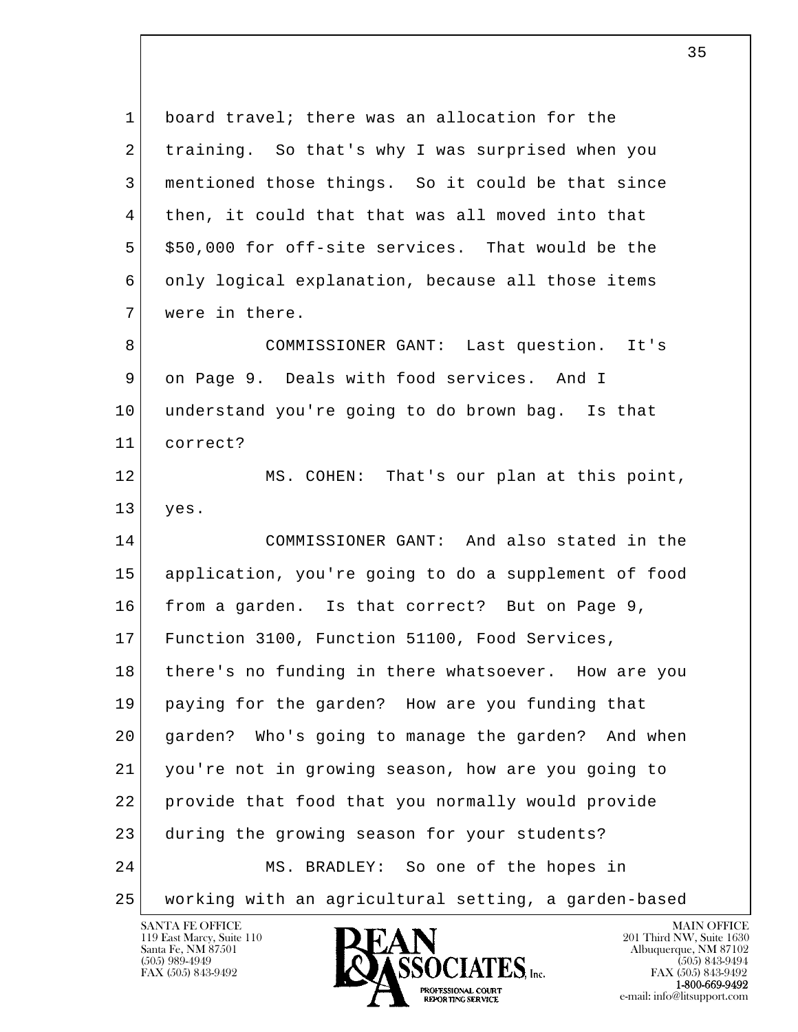board travel; there was an allocation for the training. So that's why I was surprised when you mentioned those things. So it could be that since then, it could that that was all moved into that $50,000 for off-site services. That would be the only logical explanation, because all those items were in there.

COMMISSIONER GANT: Last question. It's on Page 9. Deals with food services. And I understand you're going to do brown bag. Is that correct?

MS. COHEN: That's our plan at this point, yes.

COMMISSIONER GANT: And also stated in the application, you're going to do a supplement of food from a garden. Is that correct? But on Page 9, Function 3100, Function 51100, Food Services, there's no funding in there whatsoever. How are you paying for the garden? How are you funding that garden? Who's going to manage the garden? And when you're not in growing season, how are you going to provide that food that you normally would provide during the growing season for your students?

MS. BRADLEY: So one of the hopes in working with an agricultural setting, a garden-based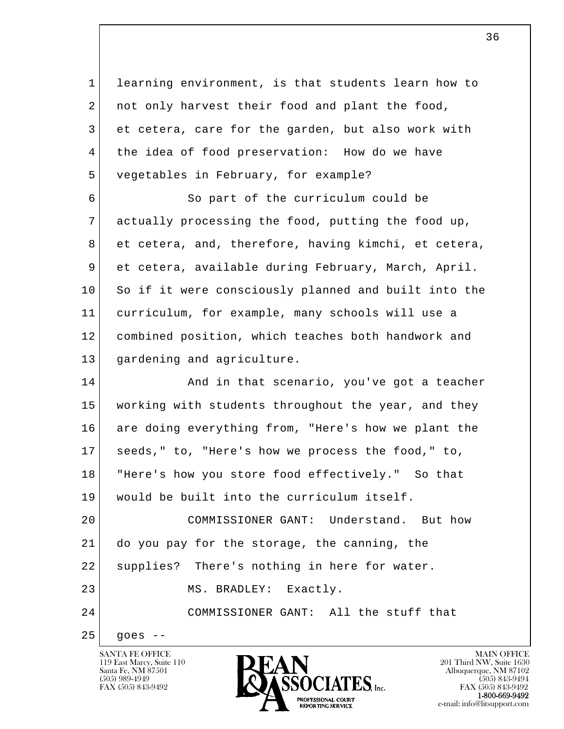learning environment, is that students learn how to not only harvest their food and plant the food, et cetera, care for the garden, but also work with the idea of food preservation: How do we have vegetables in February, for example?

So part of the curriculum could be actually processing the food, putting the food up, et cetera, and, therefore, having kimchi, et cetera, et cetera, available during February, March, April. So if it were consciously planned and built into the curriculum, for example, many schools will use a combined position, which teaches both handwork and gardening and agriculture.

And in that scenario, you've got a teacher working with students throughout the year, and they are doing everything from, "Here's how we plant the seeds," to, "Here's how we process the food," to, "Here's how you store food effectively." So that would be built into the curriculum itself.

COMMISSIONER GANT: Understand. But how do you pay for the storage, the canning, the supplies? There's nothing in here for water.

MS. BRADLEY: Exactly.

COMMISSIONER GANT: All the stuff that goes --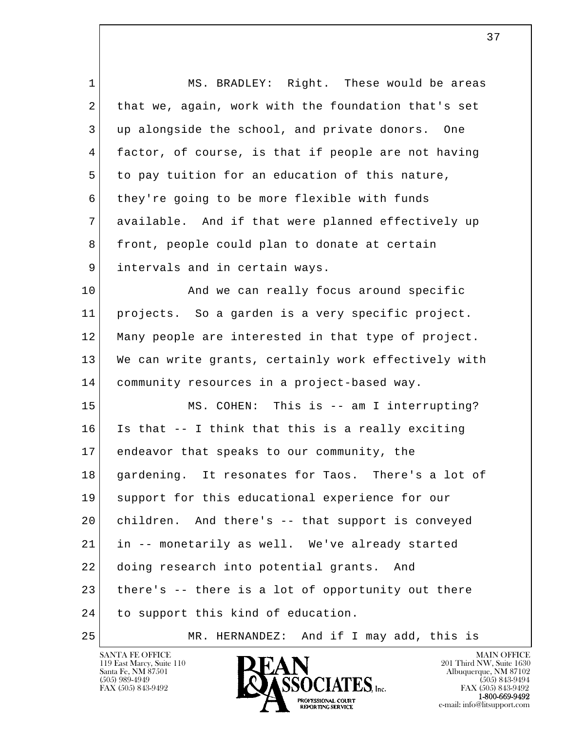1 MS. BRADLEY: Right. These would be areas
2 that we, again, work with the foundation that's set
3 up alongside the school, and private donors. One
4 factor, of course, is that if people are not having
5 to pay tuition for an education of this nature,
6 they're going to be more flexible with funds
7 available. And if that were planned effectively up
8 front, people could plan to donate at certain
9 intervals and in certain ways.

10 And we can really focus around specific
11 projects. So a garden is a very specific project.
12 Many people are interested in that type of project.
13 We can write grants, certainly work effectively with
14 community resources in a project-based way.

15 MS. COHEN: This is -- am I interrupting?
16 Is that -- I think that this is a really exciting
17 endeavor that speaks to our community, the
18 gardening. It resonates for Taos. There's a lot of
19 support for this educational experience for our
20 children. And there's -- that support is conveyed
21 in -- monetarily as well. We've already started
22 doing research into potential grants. And
23 there's -- there is a lot of opportunity out there
24 to support this kind of education.

25 MR. HERNANDEZ: And if I may add, this is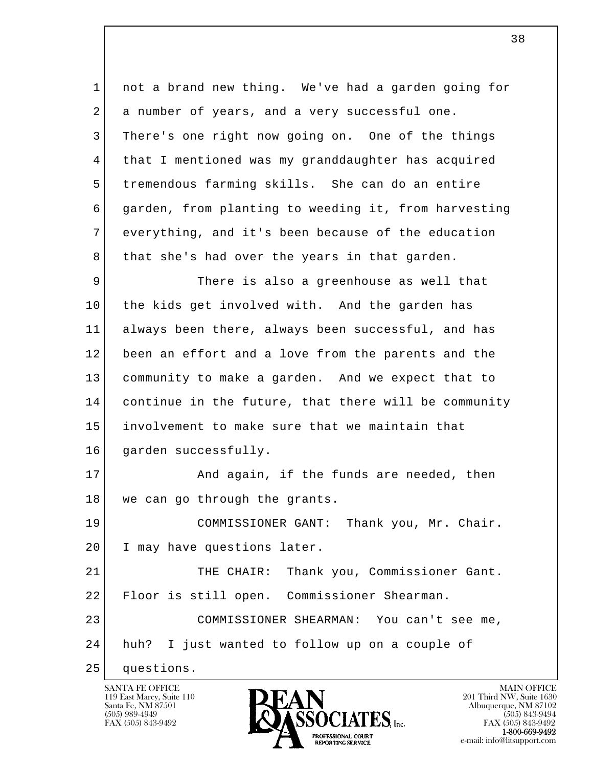not a brand new thing. We've had a garden going for a number of years, and a very successful one. There's one right now going on. One of the things that I mentioned was my granddaughter has acquired tremendous farming skills. She can do an entire garden, from planting to weeding it, from harvesting everything, and it's been because of the education that she's had over the years in that garden.

There is also a greenhouse as well that the kids get involved with. And the garden has always been there, always been successful, and has been an effort and a love from the parents and the community to make a garden. And we expect that to continue in the future, that there will be community involvement to make sure that we maintain that garden successfully.

And again, if the funds are needed, then we can go through the grants.

COMMISSIONER GANT: Thank you, Mr. Chair. I may have questions later.

THE CHAIR: Thank you, Commissioner Gant. Floor is still open. Commissioner Shearman.

COMMISSIONER SHEARMAN: You can't see me, huh? I just wanted to follow up on a couple of questions.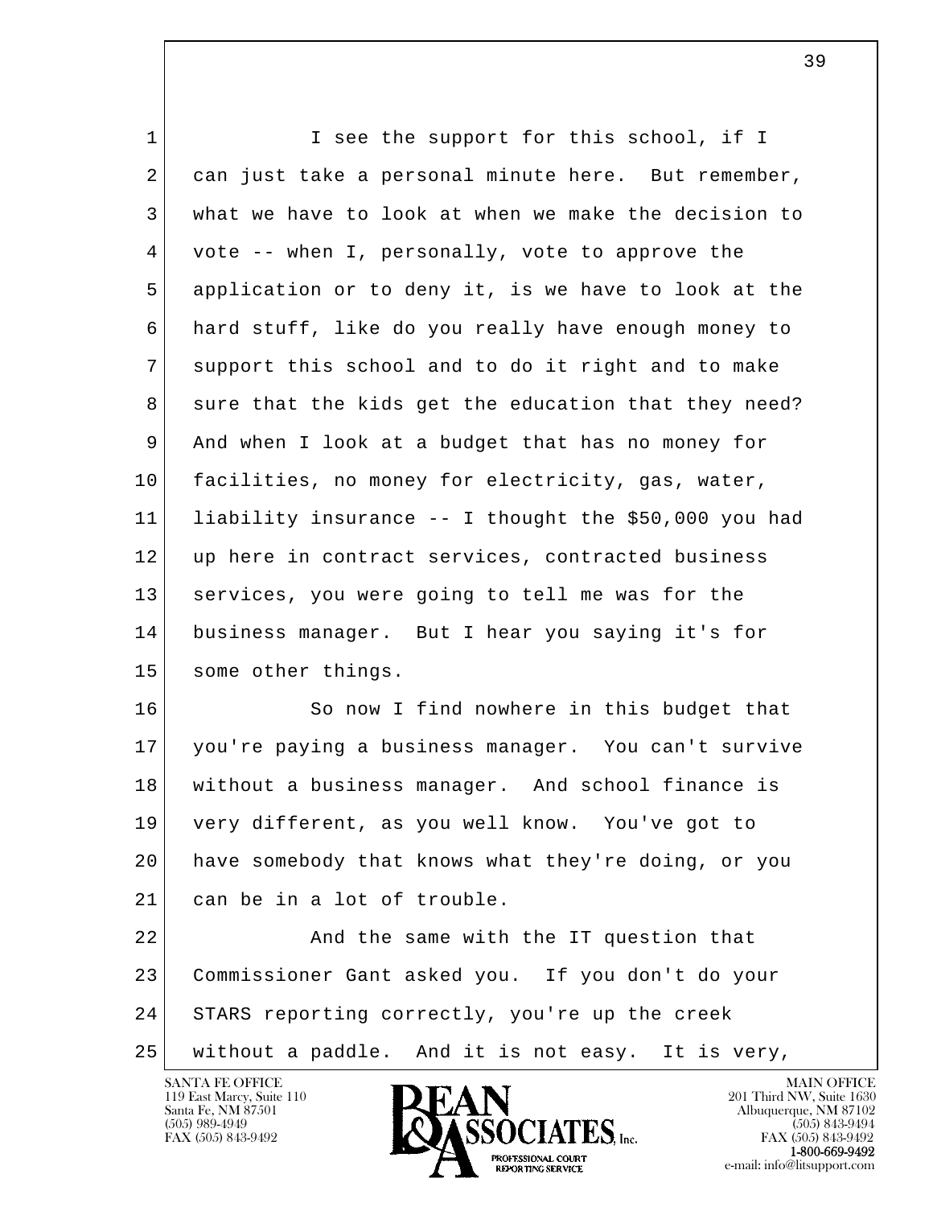I see the support for this school, if I can just take a personal minute here. But remember, what we have to look at when we make the decision to vote -- when I, personally, vote to approve the application or to deny it, is we have to look at the hard stuff, like do you really have enough money to support this school and to do it right and to make sure that the kids get the education that they need? And when I look at a budget that has no money for facilities, no money for electricity, gas, water, liability insurance -- I thought the $50,000 you had up here in contract services, contracted business services, you were going to tell me was for the business manager. But I hear you saying it's for some other things.

So now I find nowhere in this budget that you're paying a business manager. You can't survive without a business manager. And school finance is very different, as you well know. You've got to have somebody that knows what they're doing, or you can be in a lot of trouble.

And the same with the IT question that Commissioner Gant asked you. If you don't do your STARS reporting correctly, you're up the creek without a paddle. And it is not easy. It is very,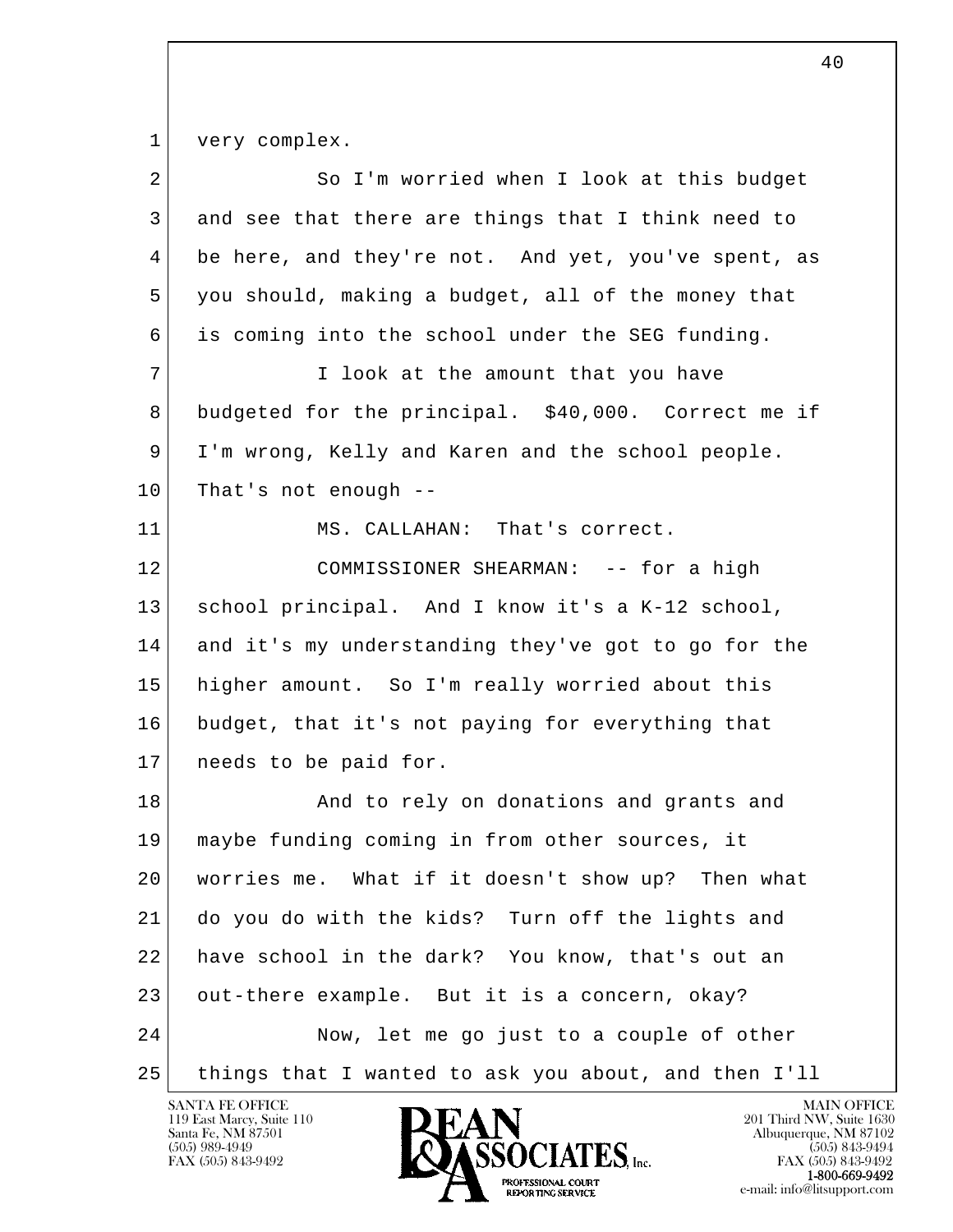very complex.

So I'm worried when I look at this budget and see that there are things that I think need to be here, and they're not. And yet, you've spent, as you should, making a budget, all of the money that is coming into the school under the SEG funding.

I look at the amount that you have budgeted for the principal. $40,000. Correct me if I'm wrong, Kelly and Karen and the school people. That's not enough --

MS. CALLAHAN: That's correct.

COMMISSIONER SHEARMAN: -- for a high school principal. And I know it's a K-12 school, and it's my understanding they've got to go for the higher amount. So I'm really worried about this budget, that it's not paying for everything that needs to be paid for.

And to rely on donations and grants and maybe funding coming in from other sources, it worries me. What if it doesn't show up? Then what do you do with the kids? Turn off the lights and have school in the dark? You know, that's out an out-there example. But it is a concern, okay?

Now, let me go just to a couple of other things that I wanted to ask you about, and then I'll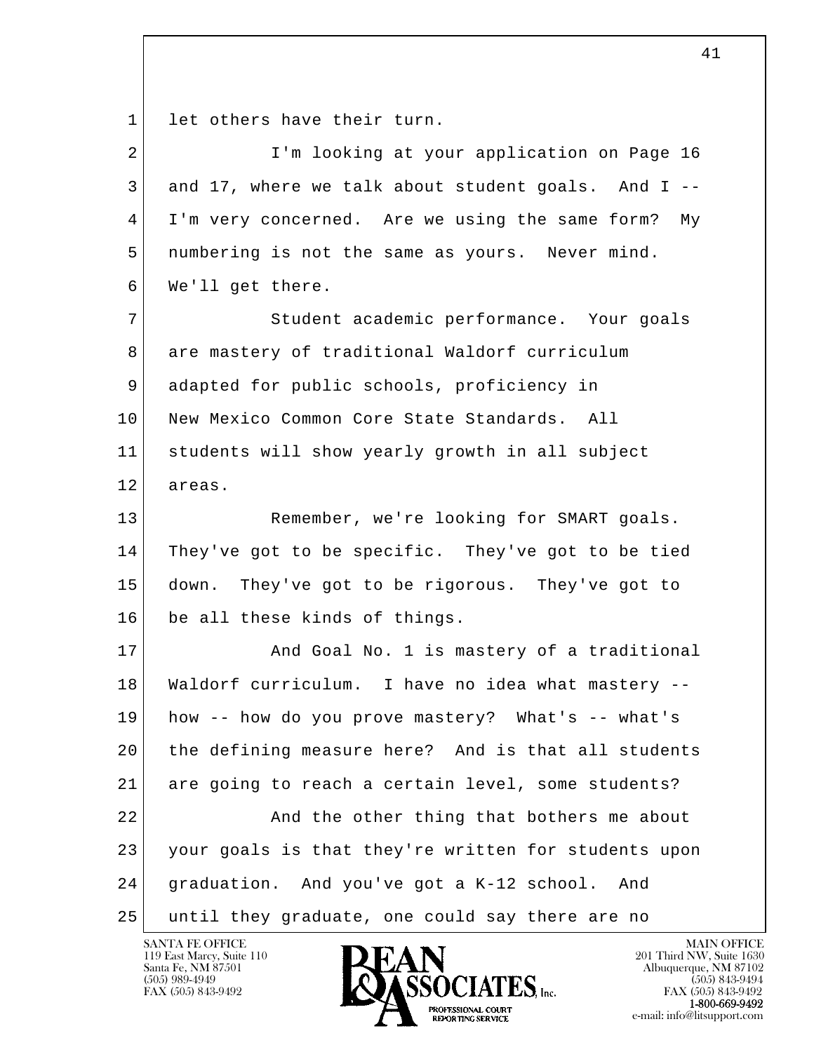let others have their turn.

I'm looking at your application on Page 16 and 17, where we talk about student goals. And I -- I'm very concerned. Are we using the same form? My numbering is not the same as yours. Never mind. We'll get there.

Student academic performance. Your goals are mastery of traditional Waldorf curriculum adapted for public schools, proficiency in New Mexico Common Core State Standards. All students will show yearly growth in all subject areas.

Remember, we're looking for SMART goals. They've got to be specific. They've got to be tied down. They've got to be rigorous. They've got to be all these kinds of things.

And Goal No. 1 is mastery of a traditional Waldorf curriculum. I have no idea what mastery -- how -- how do you prove mastery? What's -- what's the defining measure here? And is that all students are going to reach a certain level, some students?

And the other thing that bothers me about your goals is that they're written for students upon graduation. And you've got a K-12 school. And until they graduate, one could say there are no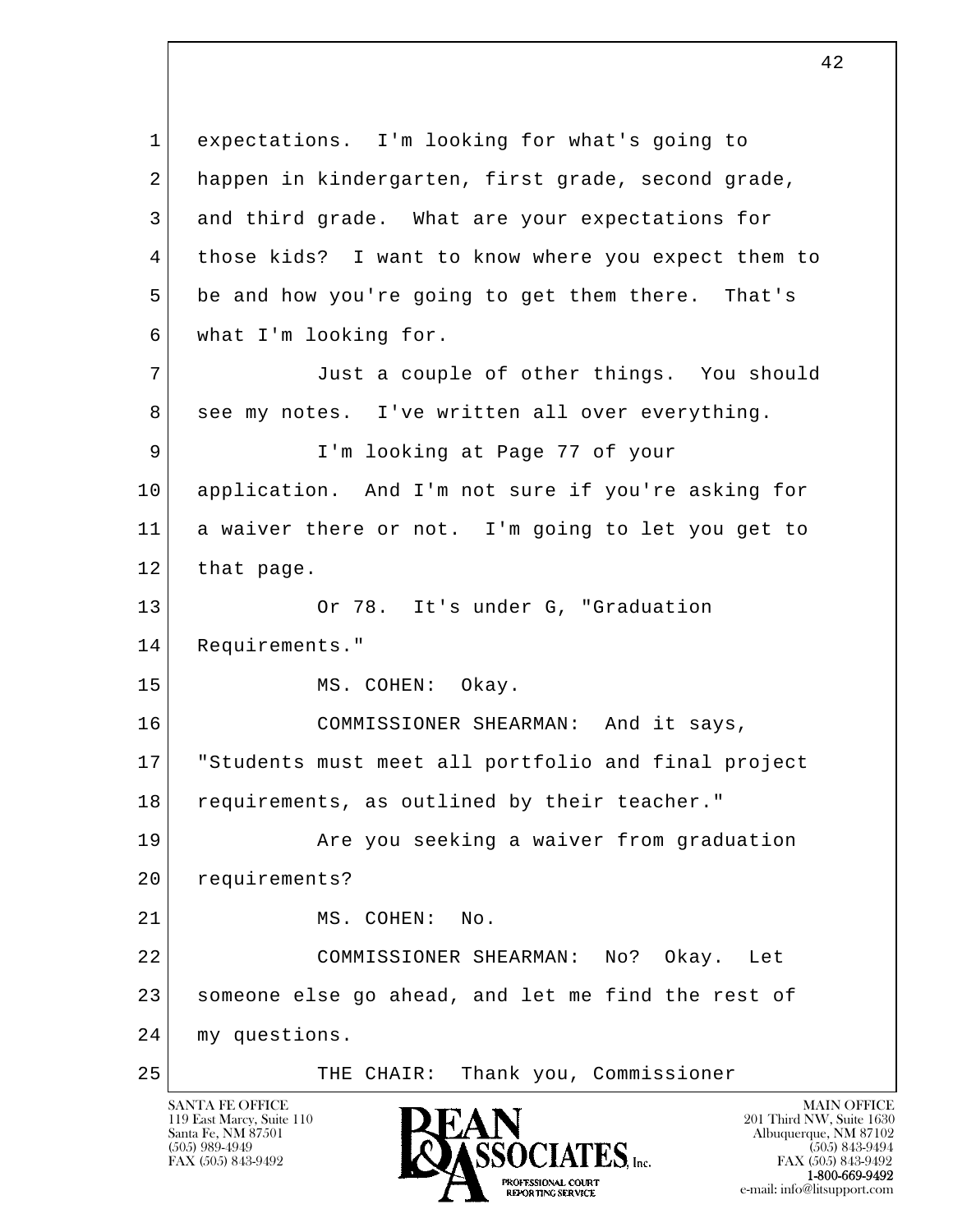expectations. I'm looking for what's going to happen in kindergarten, first grade, second grade, and third grade. What are your expectations for those kids? I want to know where you expect them to be and how you're going to get them there. That's what I'm looking for.

Just a couple of other things. You should see my notes. I've written all over everything.

I'm looking at Page 77 of your application. And I'm not sure if you're asking for a waiver there or not. I'm going to let you get to that page.

Or 78. It's under G, "Graduation Requirements."

MS. COHEN: Okay.

COMMISSIONER SHEARMAN: And it says, "Students must meet all portfolio and final project requirements, as outlined by their teacher."

Are you seeking a waiver from graduation requirements?

MS. COHEN: No.

COMMISSIONER SHEARMAN: No? Okay. Let someone else go ahead, and let me find the rest of my questions.

THE CHAIR: Thank you, Commissioner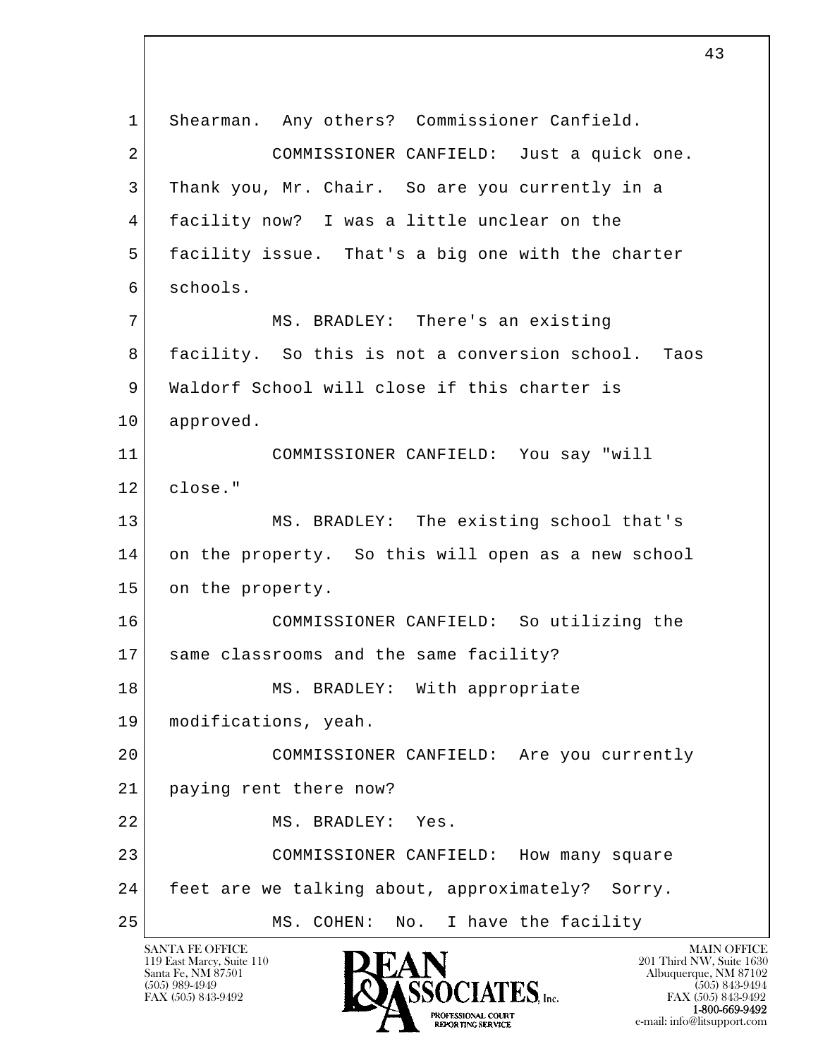Shearman. Any others? Commissioner Canfield.

COMMISSIONER CANFIELD: Just a quick one. Thank you, Mr. Chair. So are you currently in a facility now? I was a little unclear on the facility issue. That's a big one with the charter schools.

MS. BRADLEY: There's an existing facility. So this is not a conversion school. Taos Waldorf School will close if this charter is approved.

COMMISSIONER CANFIELD: You say "will close."

MS. BRADLEY: The existing school that's on the property. So this will open as a new school on the property.

COMMISSIONER CANFIELD: So utilizing the same classrooms and the same facility?

MS. BRADLEY: With appropriate modifications, yeah.

COMMISSIONER CANFIELD: Are you currently paying rent there now?

MS. BRADLEY: Yes.

COMMISSIONER CANFIELD: How many square feet are we talking about, approximately? Sorry.

MS. COHEN: No. I have the facility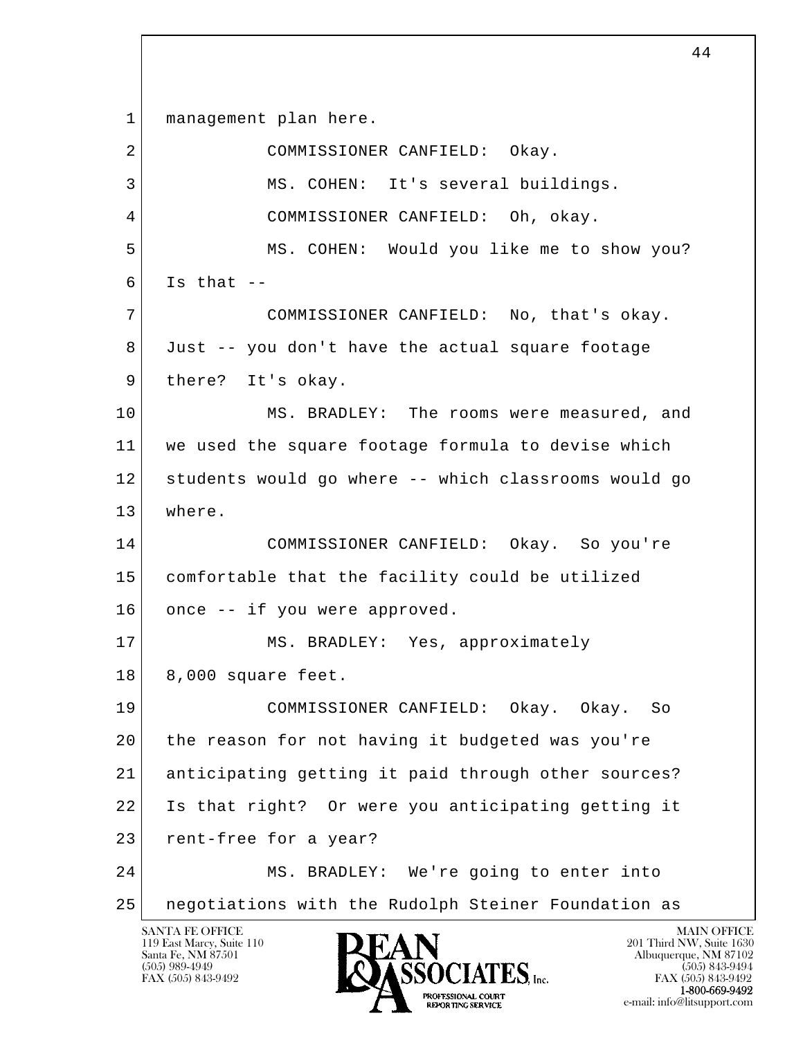management plan here.

COMMISSIONER CANFIELD: Okay.

MS. COHEN: It's several buildings.

COMMISSIONER CANFIELD: Oh, okay.

MS. COHEN: Would you like me to show you? Is that --

COMMISSIONER CANFIELD: No, that's okay. Just -- you don't have the actual square footage there? It's okay.

MS. BRADLEY: The rooms were measured, and we used the square footage formula to devise which students would go where -- which classrooms would go where.

COMMISSIONER CANFIELD: Okay. So you're comfortable that the facility could be utilized once -- if you were approved.

MS. BRADLEY: Yes, approximately 8,000 square feet.

COMMISSIONER CANFIELD: Okay. Okay. So the reason for not having it budgeted was you're anticipating getting it paid through other sources? Is that right? Or were you anticipating getting it rent-free for a year?

MS. BRADLEY: We're going to enter into negotiations with the Rudolph Steiner Foundation as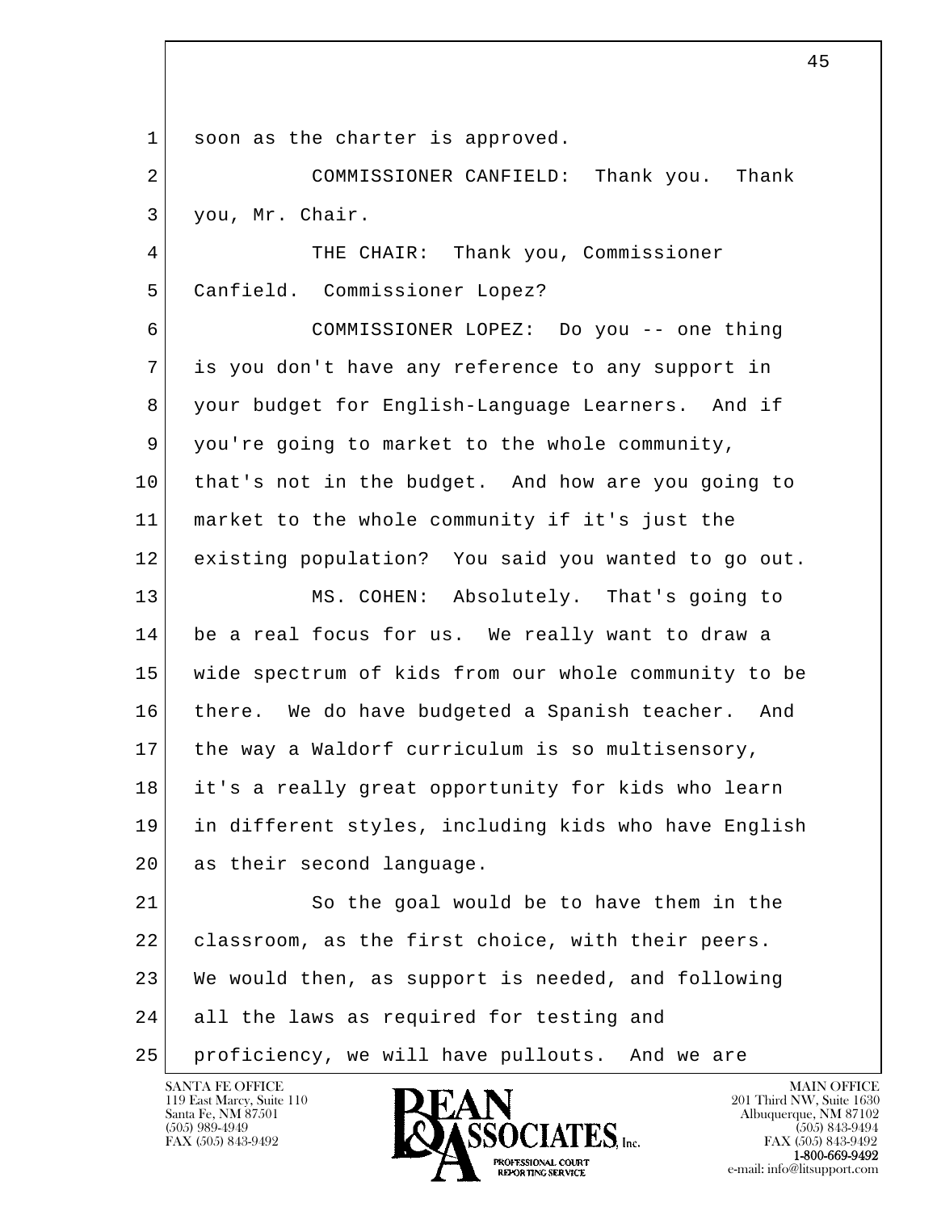soon as the charter is approved.

COMMISSIONER CANFIELD: Thank you. Thank you, Mr. Chair.

THE CHAIR: Thank you, Commissioner Canfield. Commissioner Lopez?

COMMISSIONER LOPEZ: Do you -- one thing is you don't have any reference to any support in your budget for English-Language Learners. And if you're going to market to the whole community, that's not in the budget. And how are you going to market to the whole community if it's just the existing population? You said you wanted to go out.

MS. COHEN: Absolutely. That's going to be a real focus for us. We really want to draw a wide spectrum of kids from our whole community to be there. We do have budgeted a Spanish teacher. And the way a Waldorf curriculum is so multisensory, it's a really great opportunity for kids who learn in different styles, including kids who have English as their second language.

So the goal would be to have them in the classroom, as the first choice, with their peers. We would then, as support is needed, and following all the laws as required for testing and proficiency, we will have pullouts. And we are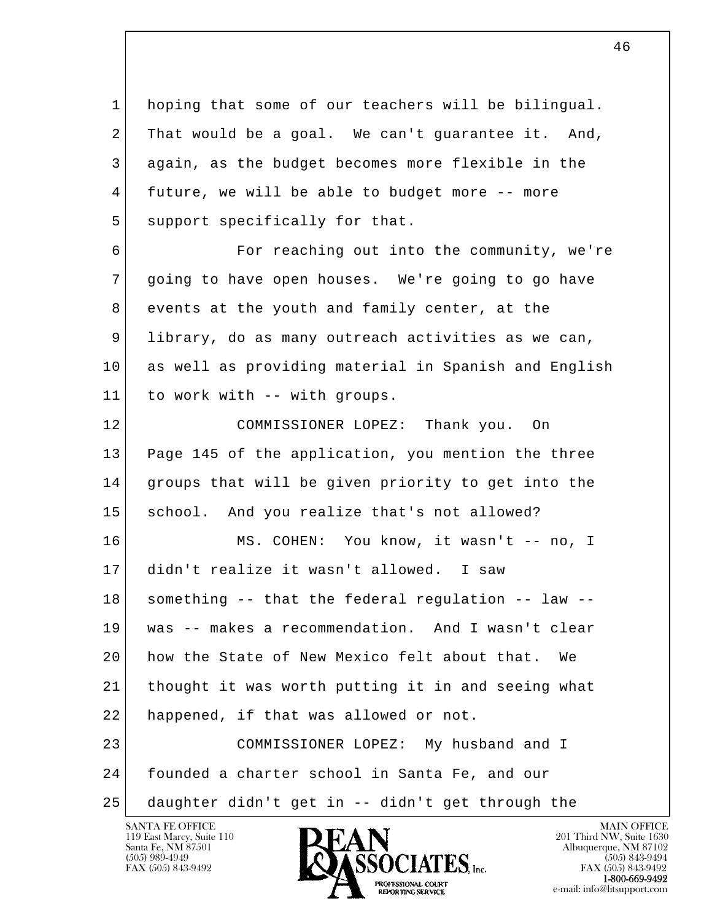hoping that some of our teachers will be bilingual. That would be a goal. We can't guarantee it. And, again, as the budget becomes more flexible in the future, we will be able to budget more -- more support specifically for that.

For reaching out into the community, we're going to have open houses. We're going to go have events at the youth and family center, at the library, do as many outreach activities as we can, as well as providing material in Spanish and English to work with -- with groups.

COMMISSIONER LOPEZ: Thank you. On Page 145 of the application, you mention the three groups that will be given priority to get into the school. And you realize that's not allowed?

MS. COHEN: You know, it wasn't -- no, I didn't realize it wasn't allowed. I saw something -- that the federal regulation -- law -- was -- makes a recommendation. And I wasn't clear how the State of New Mexico felt about that. We thought it was worth putting it in and seeing what happened, if that was allowed or not.

COMMISSIONER LOPEZ: My husband and I founded a charter school in Santa Fe, and our daughter didn't get in -- didn't get through the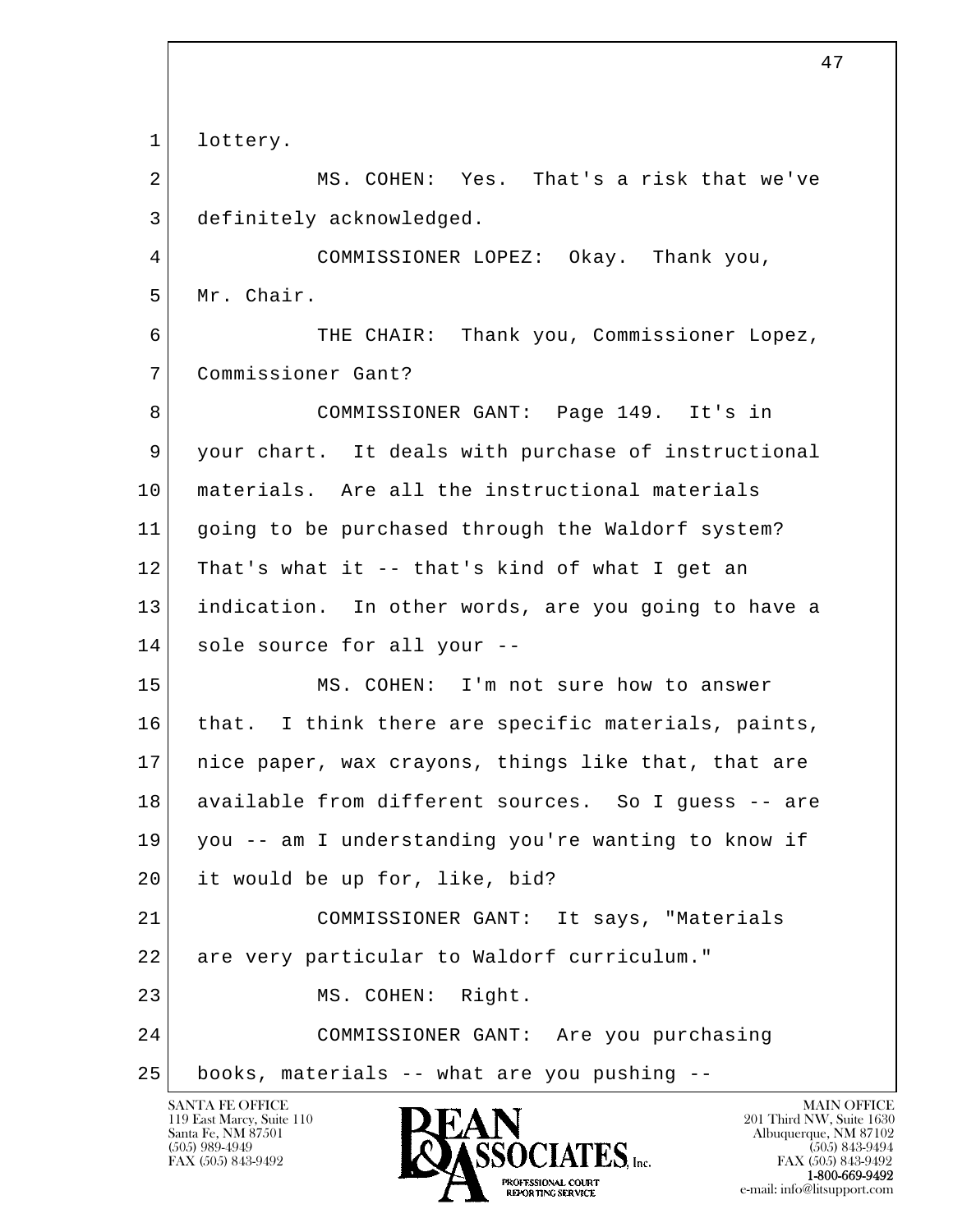1 lottery.

2 MS. COHEN: Yes. That's a risk that we've

3 definitely acknowledged.

4 COMMISSIONER LOPEZ: Okay. Thank you,

5 Mr. Chair.

6 THE CHAIR: Thank you, Commissioner Lopez,

7 Commissioner Gant?

8 COMMISSIONER GANT: Page 149. It's in

9 your chart. It deals with purchase of instructional

10 materials. Are all the instructional materials

11 going to be purchased through the Waldorf system?

12 That's what it -- that's kind of what I get an

13 indication. In other words, are you going to have a

14 sole source for all your --

15 MS. COHEN: I'm not sure how to answer

16 that. I think there are specific materials, paints,

17 nice paper, wax crayons, things like that, that are

18 available from different sources. So I guess -- are

19 you -- am I understanding you're wanting to know if

20 it would be up for, like, bid?

21 COMMISSIONER GANT: It says, "Materials

22 are very particular to Waldorf curriculum."

23 MS. COHEN: Right.

24 COMMISSIONER GANT: Are you purchasing

25 books, materials -- what are you pushing --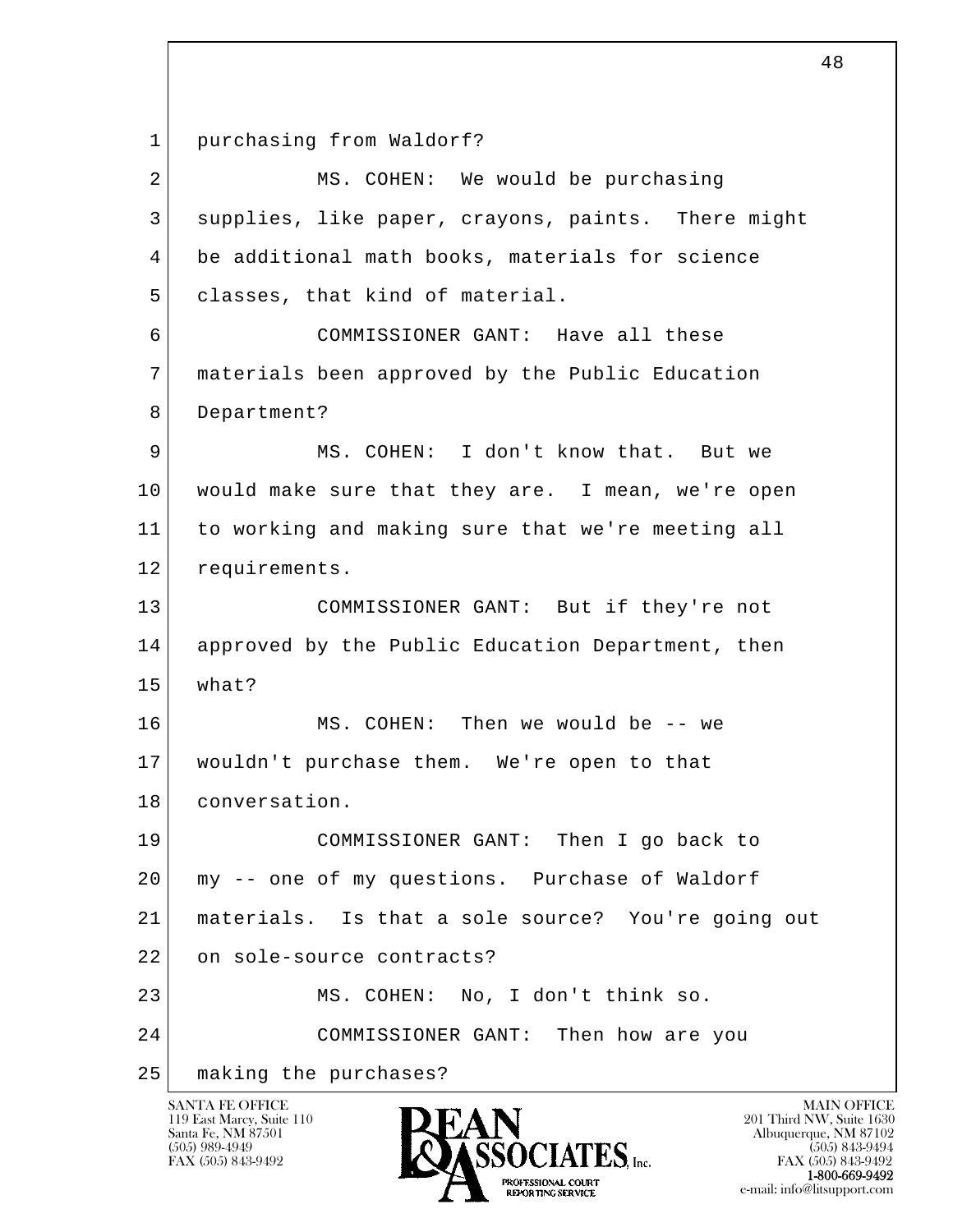1 purchasing from Waldorf?

2 MS. COHEN: We would be purchasing

3 supplies, like paper, crayons, paints. There might

4 be additional math books, materials for science

5 classes, that kind of material.

6 COMMISSIONER GANT: Have all these

7 materials been approved by the Public Education

8 Department?

9 MS. COHEN: I don't know that. But we

10 would make sure that they are. I mean, we're open

11 to working and making sure that we're meeting all

12 requirements.

13 COMMISSIONER GANT: But if they're not

14 approved by the Public Education Department, then

15 what?

16 MS. COHEN: Then we would be -- we

17 wouldn't purchase them. We're open to that

18 conversation.

19 COMMISSIONER GANT: Then I go back to

20 my -- one of my questions. Purchase of Waldorf

21 materials. Is that a sole source? You're going out

22 on sole-source contracts?

23 MS. COHEN: No, I don't think so.

24 COMMISSIONER GANT: Then how are you

25 making the purchases?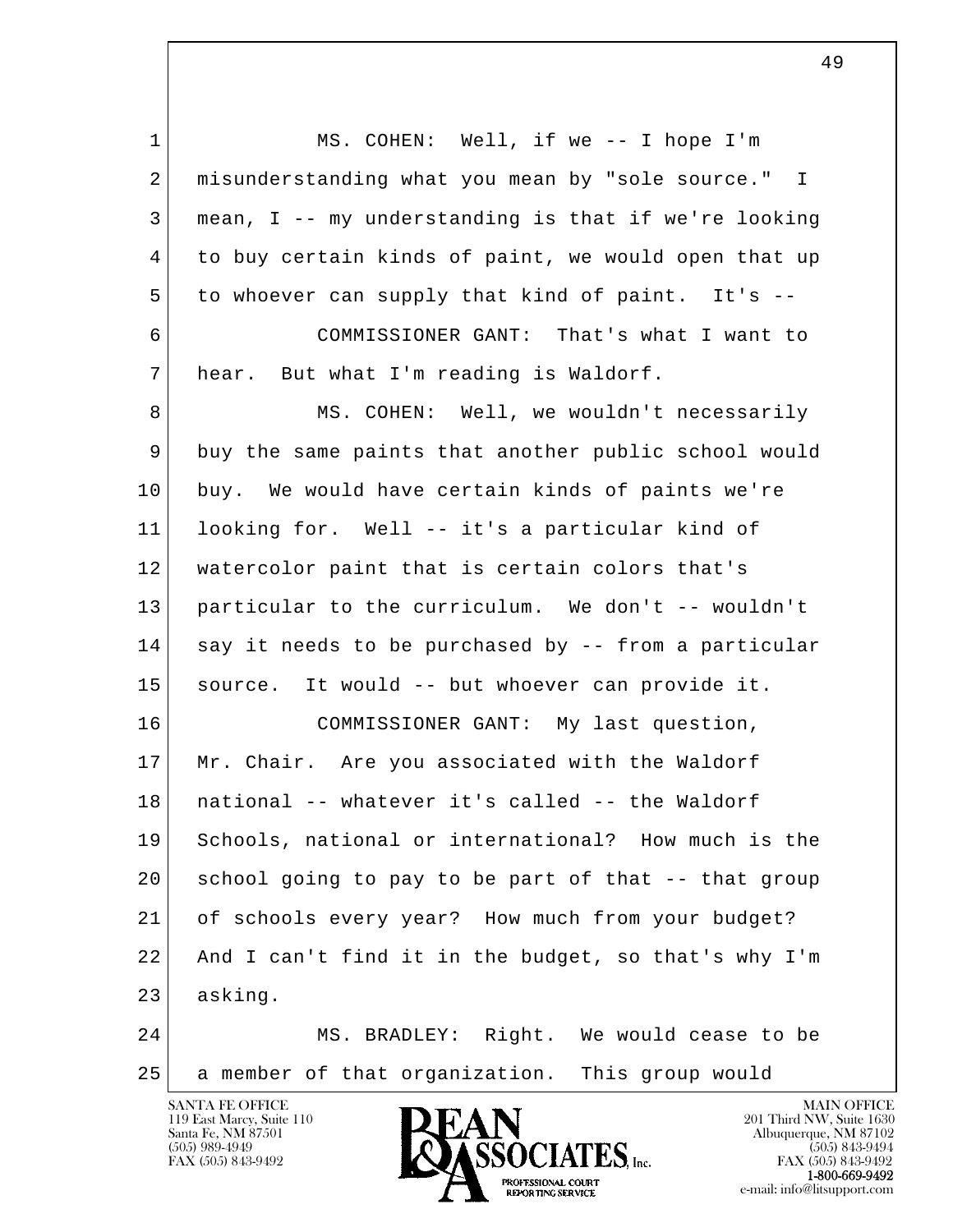MS. COHEN: Well, if we -- I hope I'm misunderstanding what you mean by "sole source." I mean, I -- my understanding is that if we're looking to buy certain kinds of paint, we would open that up to whoever can supply that kind of paint. It's --

COMMISSIONER GANT: That's what I want to hear. But what I'm reading is Waldorf.

MS. COHEN: Well, we wouldn't necessarily buy the same paints that another public school would buy. We would have certain kinds of paints we're looking for. Well -- it's a particular kind of watercolor paint that is certain colors that's particular to the curriculum. We don't -- wouldn't say it needs to be purchased by -- from a particular source. It would -- but whoever can provide it.

COMMISSIONER GANT: My last question, Mr. Chair. Are you associated with the Waldorf national -- whatever it's called -- the Waldorf Schools, national or international? How much is the school going to pay to be part of that -- that group of schools every year? How much from your budget? And I can't find it in the budget, so that's why I'm asking.

MS. BRADLEY: Right. We would cease to be a member of that organization. This group would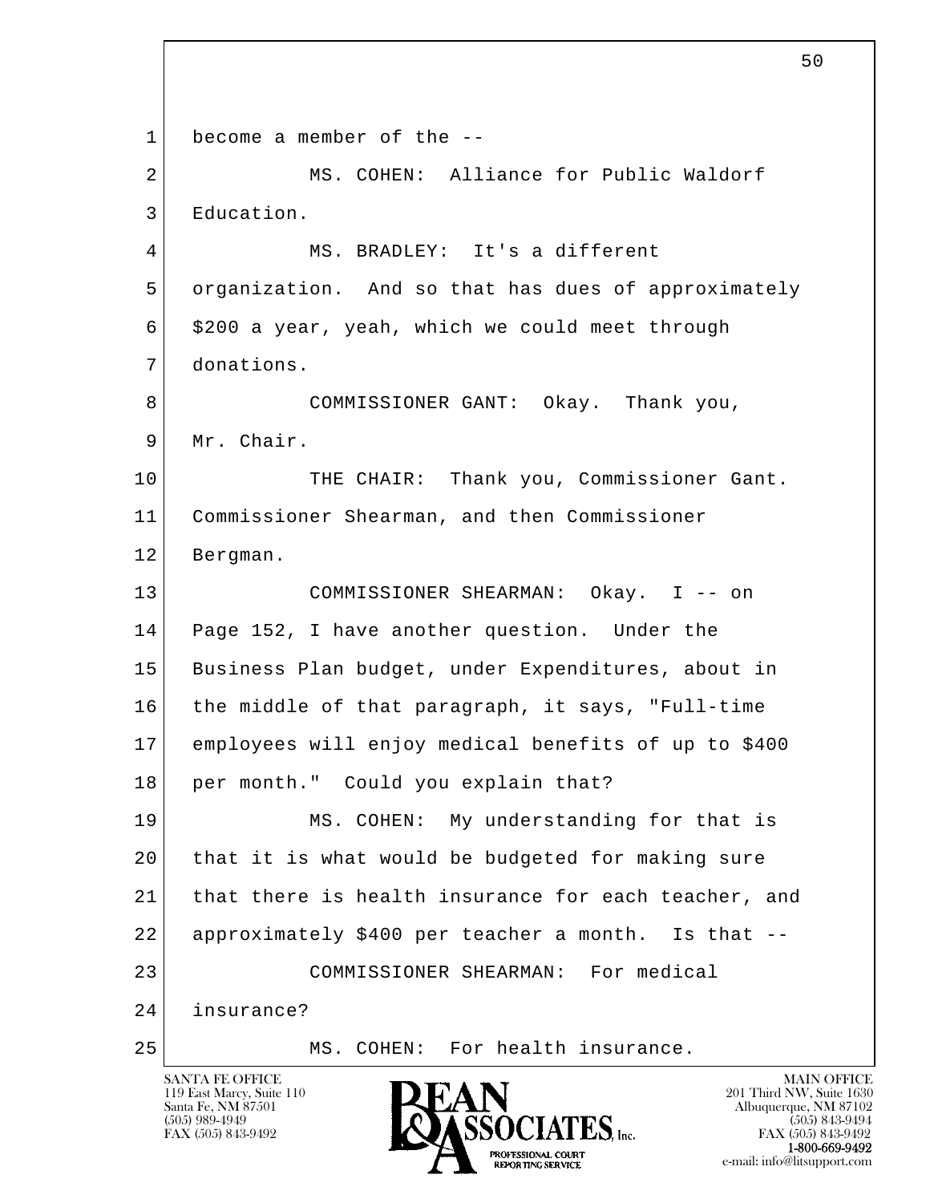1 become a member of the --

2 MS. COHEN: Alliance for Public Waldorf

3 Education.

4 MS. BRADLEY: It's a different

5 organization. And so that has dues of approximately

6 $200 a year, yeah, which we could meet through

7 donations.

8 COMMISSIONER GANT: Okay. Thank you,

9 Mr. Chair.

10 THE CHAIR: Thank you, Commissioner Gant.

11 Commissioner Shearman, and then Commissioner

12 Bergman.

13 COMMISSIONER SHEARMAN: Okay. I -- on

14 Page 152, I have another question. Under the

15 Business Plan budget, under Expenditures, about in

16 the middle of that paragraph, it says, "Full-time

17 employees will enjoy medical benefits of up to $400

18 per month." Could you explain that?

19 MS. COHEN: My understanding for that is

20 that it is what would be budgeted for making sure

21 that there is health insurance for each teacher, and

22 approximately $400 per teacher a month. Is that --

23 COMMISSIONER SHEARMAN: For medical

24 insurance?

25 MS. COHEN: For health insurance.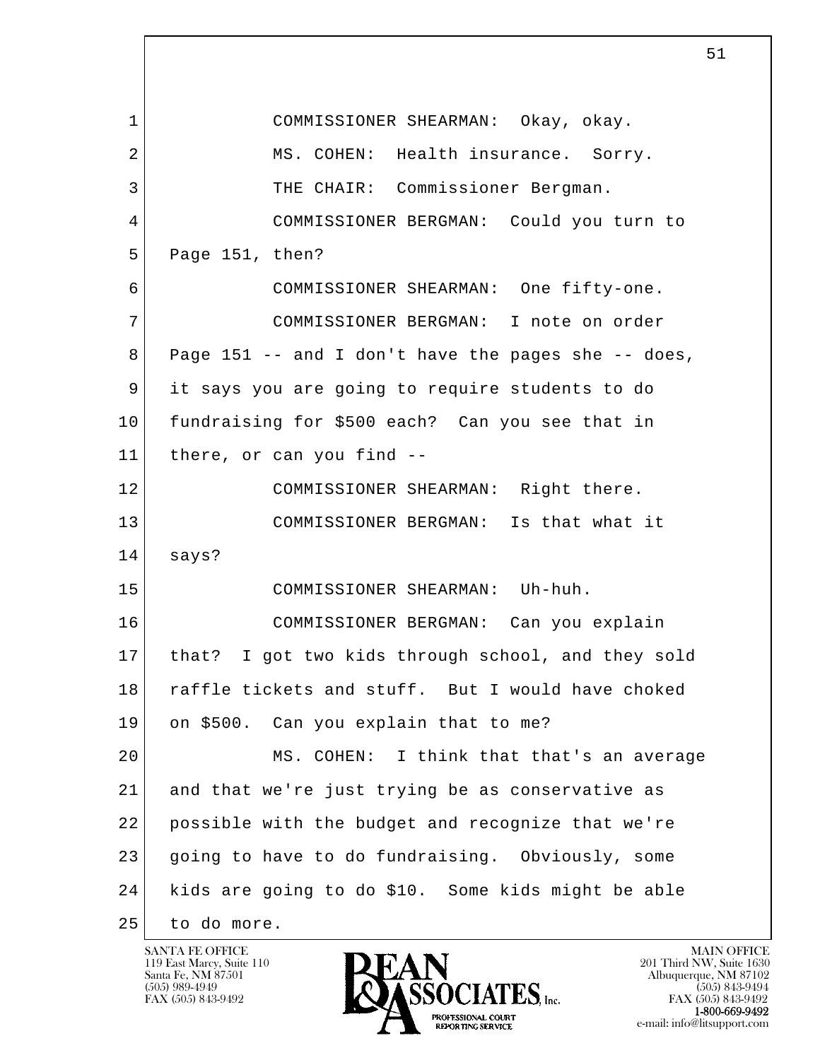1 COMMISSIONER SHEARMAN: Okay, okay.

2 MS. COHEN: Health insurance. Sorry.

3 THE CHAIR: Commissioner Bergman.

4 COMMISSIONER BERGMAN: Could you turn to

5 Page 151, then?

6 COMMISSIONER SHEARMAN: One fifty-one.

7 COMMISSIONER BERGMAN: I note on order

8 Page 151 -- and I don't have the pages she -- does,

9 it says you are going to require students to do

10 fundraising for $500 each? Can you see that in

11 there, or can you find --

12 COMMISSIONER SHEARMAN: Right there.

13 COMMISSIONER BERGMAN: Is that what it

14 says?

15 COMMISSIONER SHEARMAN: Uh-huh.

16 COMMISSIONER BERGMAN: Can you explain

17 that? I got two kids through school, and they sold

18 raffle tickets and stuff. But I would have choked

19 on $500. Can you explain that to me?

20 MS. COHEN: I think that that's an average

21 and that we're just trying be as conservative as

22 possible with the budget and recognize that we're

23 going to have to do fundraising. Obviously, some

24 kids are going to do $10. Some kids might be able

25 to do more.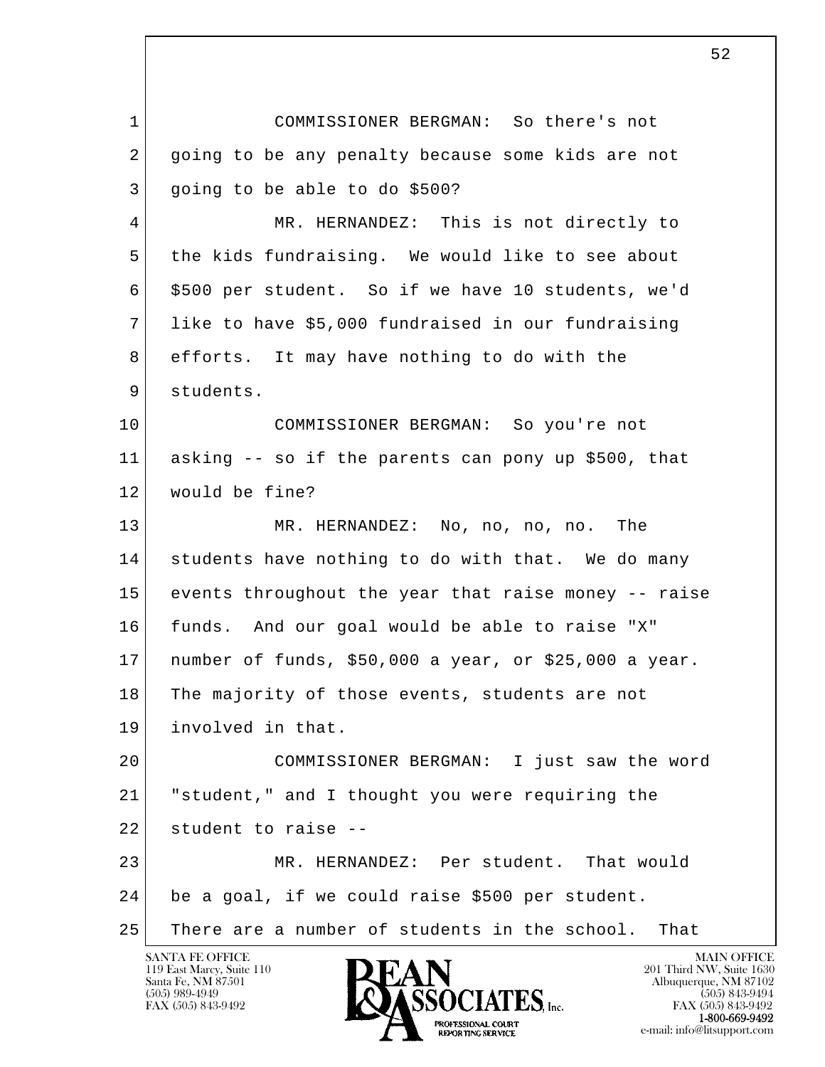COMMISSIONER BERGMAN: So there's not going to be any penalty because some kids are not going to be able to do $500?

MR. HERNANDEZ: This is not directly to the kids fundraising. We would like to see about $500 per student. So if we have 10 students, we'd like to have $5,000 fundraised in our fundraising efforts. It may have nothing to do with the students.

COMMISSIONER BERGMAN: So you're not asking -- so if the parents can pony up $500, that would be fine?

MR. HERNANDEZ: No, no, no, no. The students have nothing to do with that. We do many events throughout the year that raise money -- raise funds. And our goal would be able to raise "X" number of funds, $50,000 a year, or $25,000 a year. The majority of those events, students are not involved in that.

COMMISSIONER BERGMAN: I just saw the word "student," and I thought you were requiring the student to raise --

MR. HERNANDEZ: Per student. That would be a goal, if we could raise $500 per student. There are a number of students in the school. That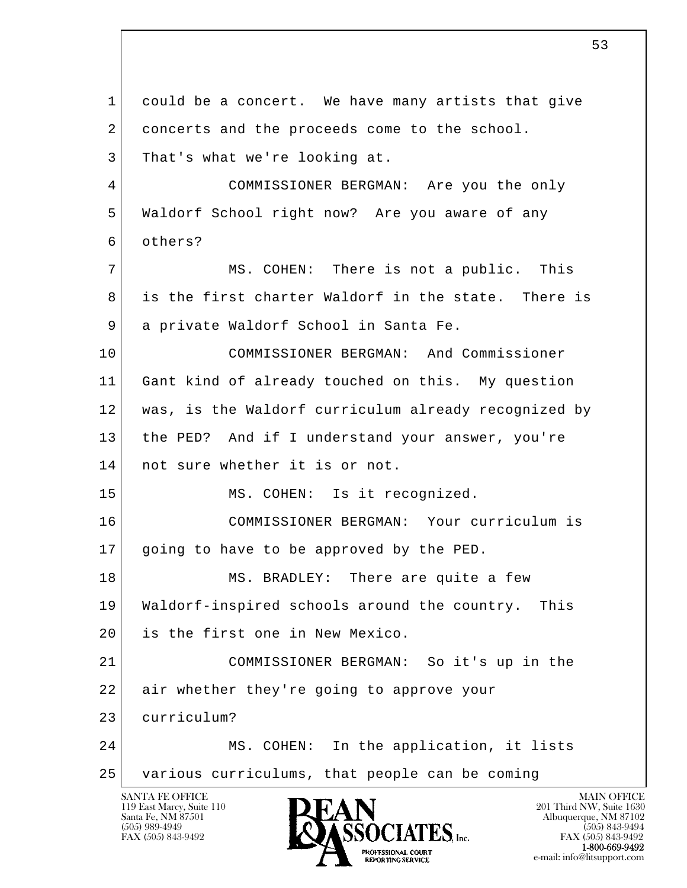1 could be a concert. We have many artists that give
2 concerts and the proceeds come to the school.
3 That's what we're looking at.

4 COMMISSIONER BERGMAN: Are you the only
5 Waldorf School right now? Are you aware of any
6 others?

7 MS. COHEN: There is not a public. This
8 is the first charter Waldorf in the state. There is
9 a private Waldorf School in Santa Fe.

10 COMMISSIONER BERGMAN: And Commissioner
11 Gant kind of already touched on this. My question
12 was, is the Waldorf curriculum already recognized by
13 the PED? And if I understand your answer, you're
14 not sure whether it is or not.

15 MS. COHEN: Is it recognized.

16 COMMISSIONER BERGMAN: Your curriculum is
17 going to have to be approved by the PED.

18 MS. BRADLEY: There are quite a few
19 Waldorf-inspired schools around the country. This
20 is the first one in New Mexico.

21 COMMISSIONER BERGMAN: So it's up in the
22 air whether they're going to approve your
23 curriculum?

24 MS. COHEN: In the application, it lists
25 various curriculums, that people can be coming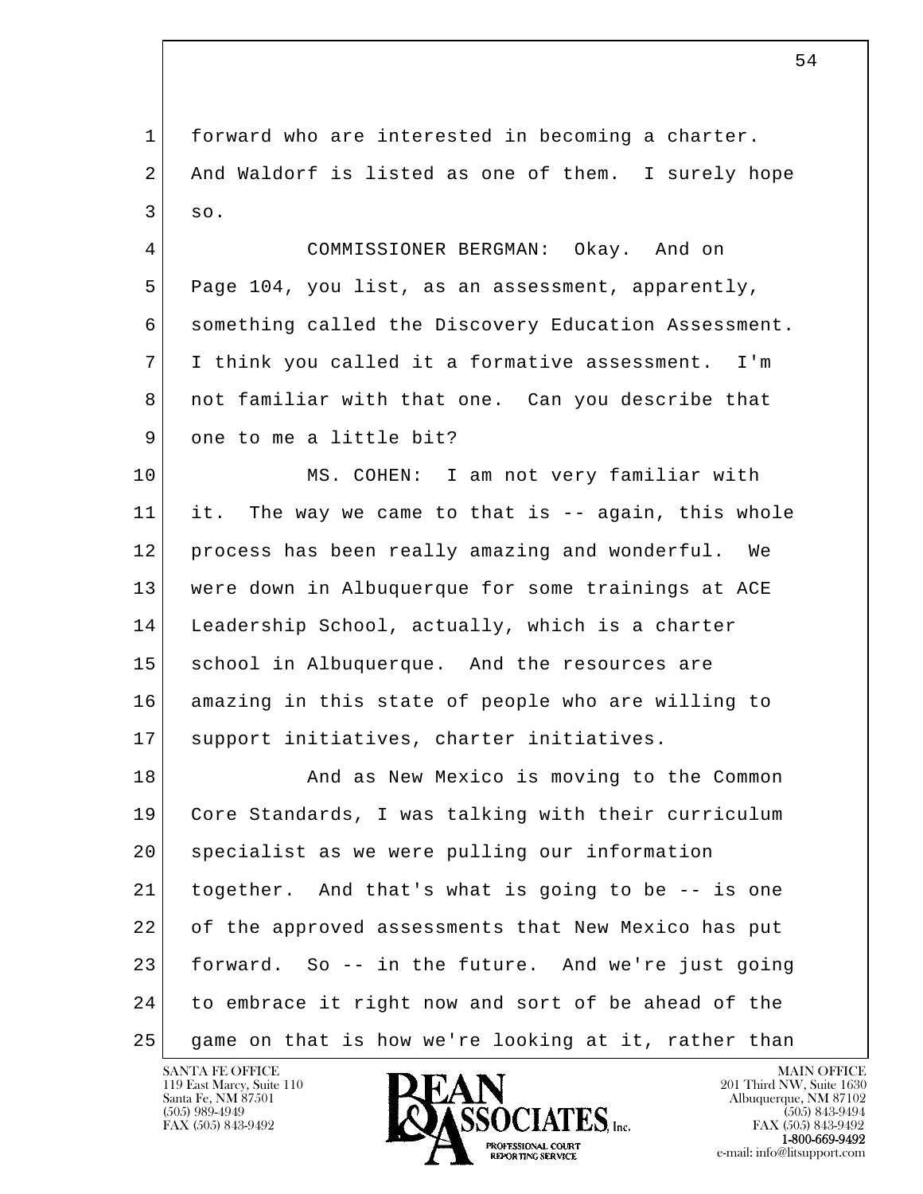forward who are interested in becoming a charter. And Waldorf is listed as one of them. I surely hope so.

COMMISSIONER BERGMAN: Okay. And on Page 104, you list, as an assessment, apparently, something called the Discovery Education Assessment. I think you called it a formative assessment. I'm not familiar with that one. Can you describe that one to me a little bit?

MS. COHEN: I am not very familiar with it. The way we came to that is -- again, this whole process has been really amazing and wonderful. We were down in Albuquerque for some trainings at ACE Leadership School, actually, which is a charter school in Albuquerque. And the resources are amazing in this state of people who are willing to support initiatives, charter initiatives.

And as New Mexico is moving to the Common Core Standards, I was talking with their curriculum specialist as we were pulling our information together. And that's what is going to be -- is one of the approved assessments that New Mexico has put forward. So -- in the future. And we're just going to embrace it right now and sort of be ahead of the game on that is how we're looking at it, rather than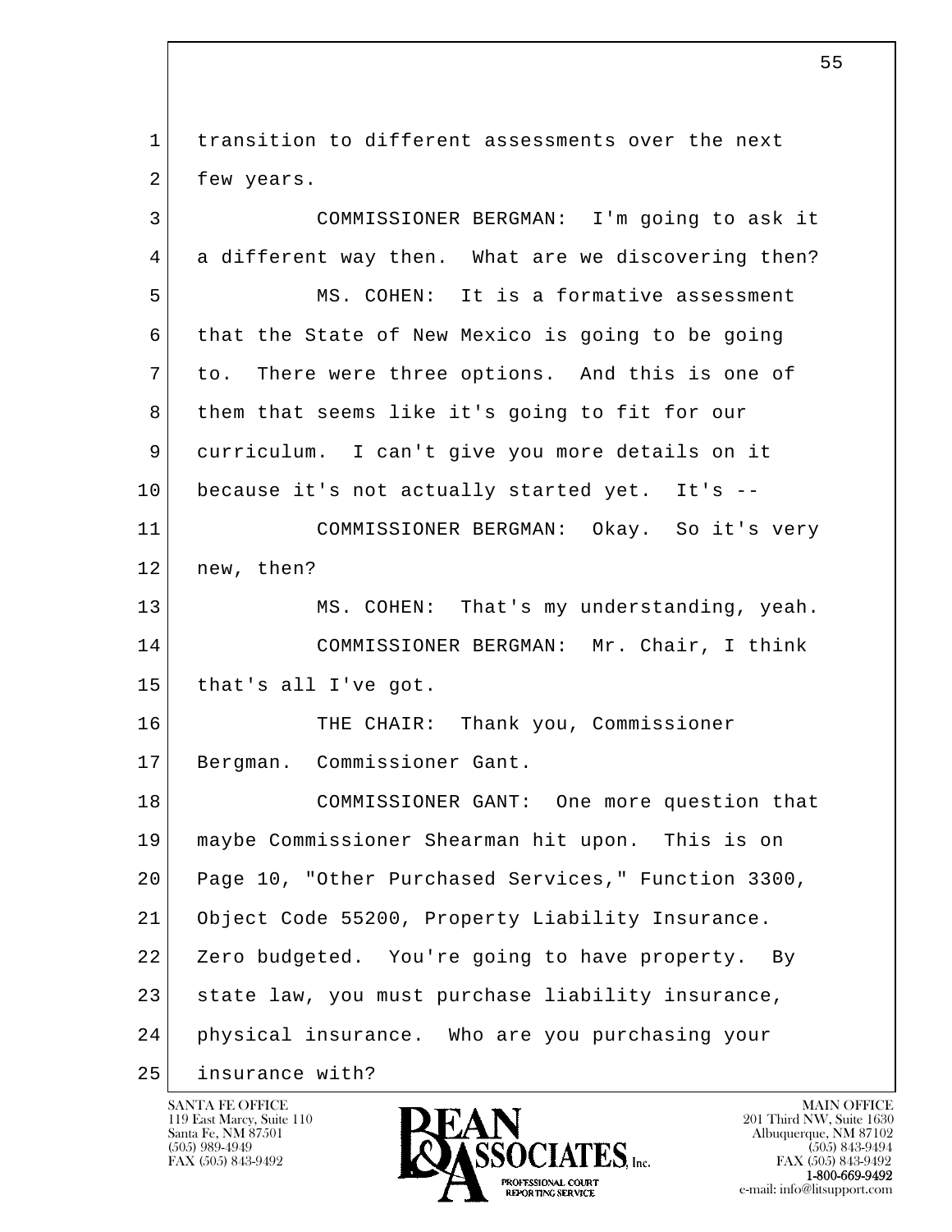transition to different assessments over the next few years.

COMMISSIONER BERGMAN: I'm going to ask it a different way then. What are we discovering then?

MS. COHEN: It is a formative assessment that the State of New Mexico is going to be going to. There were three options. And this is one of them that seems like it's going to fit for our curriculum. I can't give you more details on it because it's not actually started yet. It's --

COMMISSIONER BERGMAN: Okay. So it's very new, then?

MS. COHEN: That's my understanding, yeah.

COMMISSIONER BERGMAN: Mr. Chair, I think that's all I've got.

THE CHAIR: Thank you, Commissioner Bergman. Commissioner Gant.

COMMISSIONER GANT: One more question that maybe Commissioner Shearman hit upon. This is on Page 10, "Other Purchased Services," Function 3300, Object Code 55200, Property Liability Insurance. Zero budgeted. You're going to have property. By state law, you must purchase liability insurance, physical insurance. Who are you purchasing your insurance with?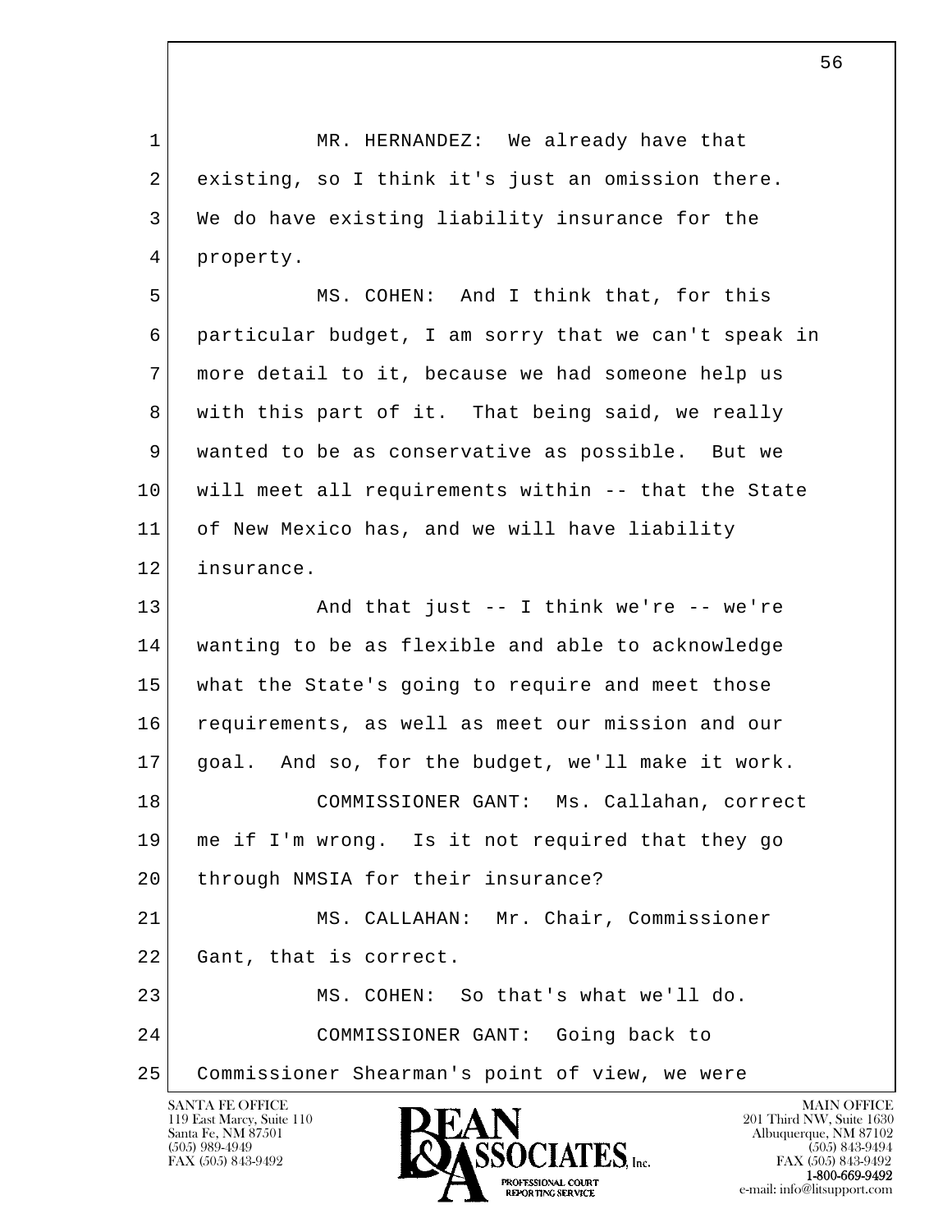MR. HERNANDEZ: We already have that existing, so I think it's just an omission there. We do have existing liability insurance for the property.

MS. COHEN: And I think that, for this particular budget, I am sorry that we can't speak in more detail to it, because we had someone help us with this part of it. That being said, we really wanted to be as conservative as possible. But we will meet all requirements within -- that the State of New Mexico has, and we will have liability insurance.

And that just -- I think we're -- we're wanting to be as flexible and able to acknowledge what the State's going to require and meet those requirements, as well as meet our mission and our goal. And so, for the budget, we'll make it work.

COMMISSIONER GANT: Ms. Callahan, correct me if I'm wrong. Is it not required that they go through NMSIA for their insurance?

MS. CALLAHAN: Mr. Chair, Commissioner Gant, that is correct.

MS. COHEN: So that's what we'll do.

COMMISSIONER GANT: Going back to Commissioner Shearman's point of view, we were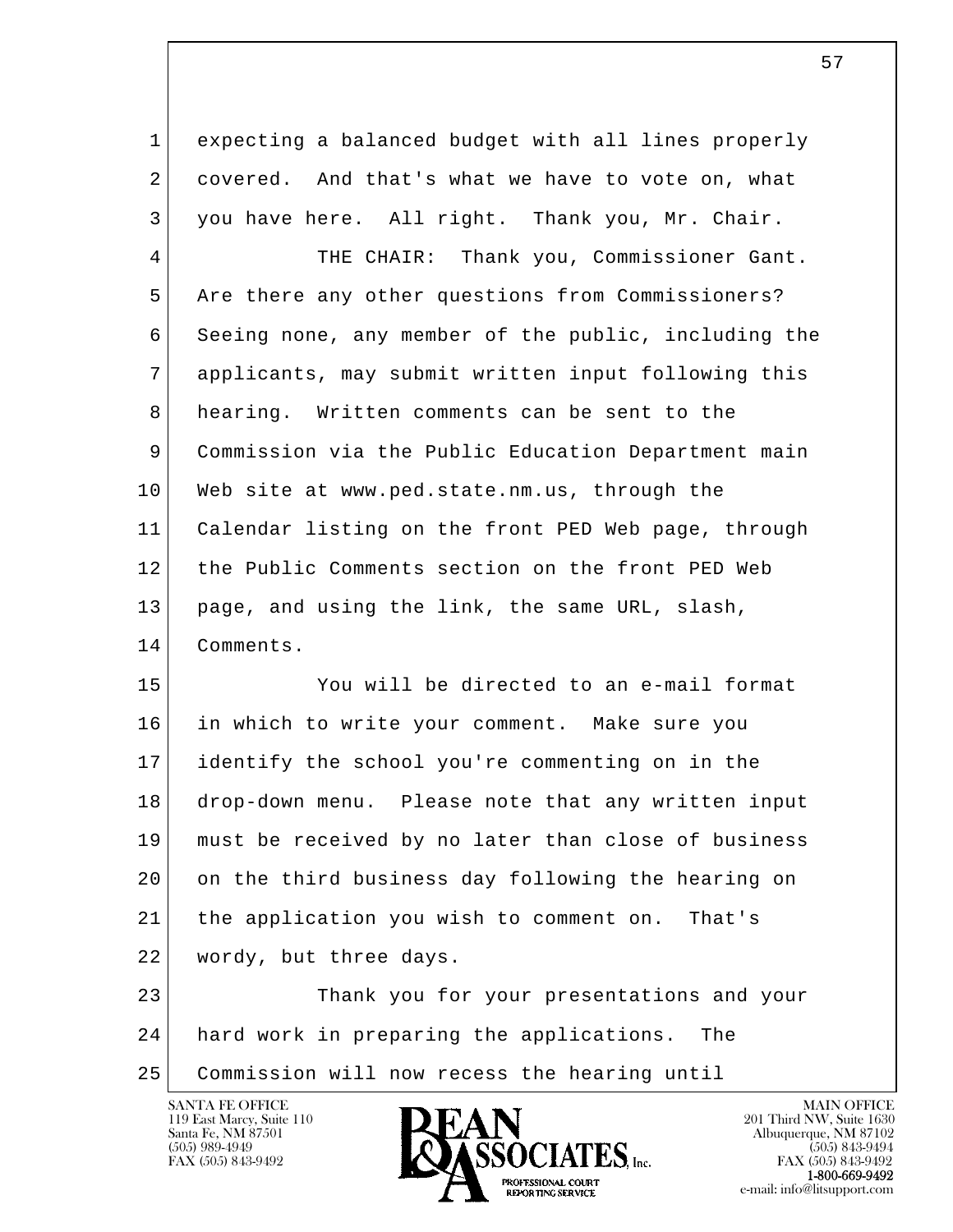expecting a balanced budget with all lines properly covered. And that's what we have to vote on, what you have here. All right. Thank you, Mr. Chair.

THE CHAIR: Thank you, Commissioner Gant. Are there any other questions from Commissioners? Seeing none, any member of the public, including the applicants, may submit written input following this hearing. Written comments can be sent to the Commission via the Public Education Department main Web site at www.ped.state.nm.us, through the Calendar listing on the front PED Web page, through the Public Comments section on the front PED Web page, and using the link, the same URL, slash, Comments.

You will be directed to an e-mail format in which to write your comment. Make sure you identify the school you're commenting on in the drop-down menu. Please note that any written input must be received by no later than close of business on the third business day following the hearing on the application you wish to comment on. That's wordy, but three days.

Thank you for your presentations and your hard work in preparing the applications. The Commission will now recess the hearing until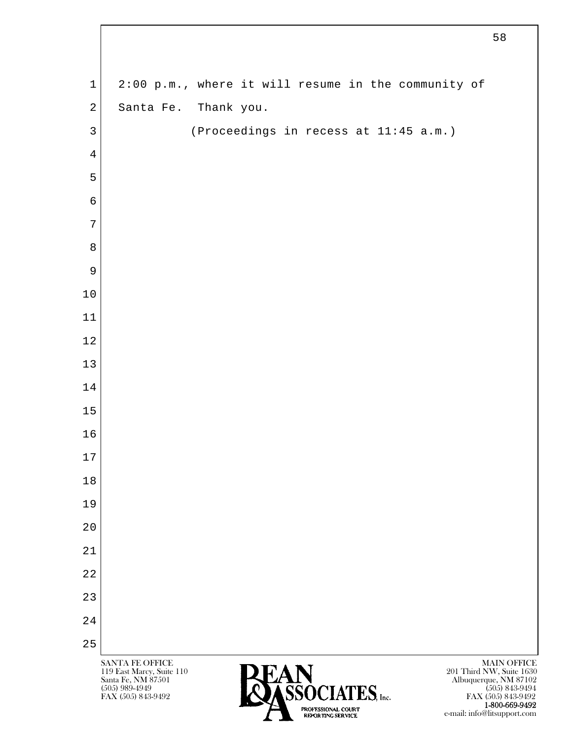2:00 p.m., where it will resume in the community of Santa Fe. Thank you.

(Proceedings in recess at 11:45 a.m.)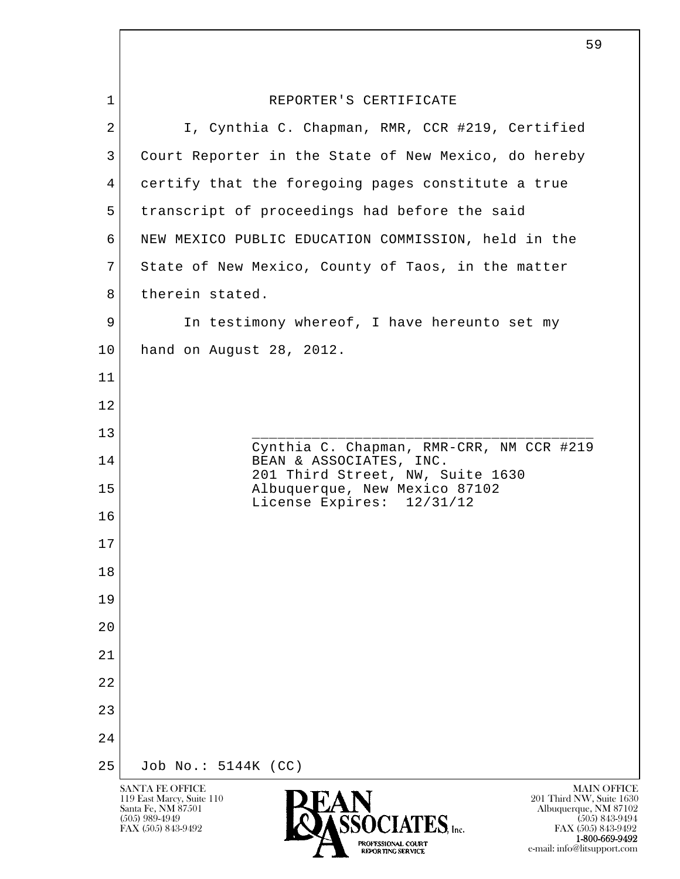# REPORTER'S CERTIFICATE

I, Cynthia C. Chapman, RMR, CCR #219, Certified Court Reporter in the State of New Mexico, do hereby certify that the foregoing pages constitute a true transcript of proceedings had before the said NEW MEXICO PUBLIC EDUCATION COMMISSION, held in the State of New Mexico, County of Taos, in the matter therein stated.

In testimony whereof, I have hereunto set my hand on August 28, 2012.

\_\_\_\_\_\_\_\_\_\_\_\_\_\_\_\_\_\_\_\_\_\_\_\_\_\_\_\_\_\_\_\_\_\_\_\_\_\_\_\_

Cynthia C. Chapman, RMR-CRR, NM CCR #219
BEAN & ASSOCIATES, INC.
201 Third Street, NW, Suite 1630
Albuquerque, New Mexico 87102
License Expires: 12/31/12

Job No.: 5144K (CC)

SANTA FE OFFICE
119 East Marcy, Suite 110
Santa Fe, NM 87501
(505) 989-4949
FAX (505) 843-9492

BEAN & ASSOCIATES, Inc.
PROFESSIONAL COURT REPORTING SERVICE

MAIN OFFICE
201 Third NW, Suite 1630
Albuquerque, NM 87102
(505) 843-9494
FAX (505) 843-9492
1-800-669-9492
e-mail: info@litsupport.com